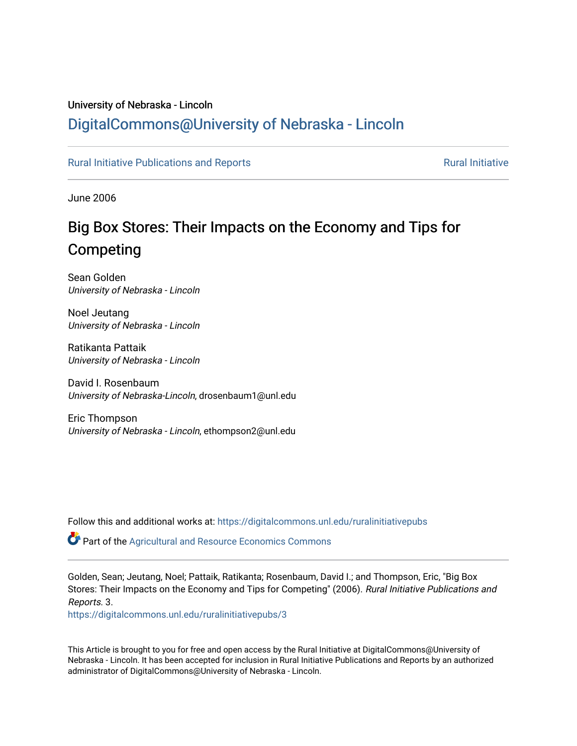University of Nebraska - Lincoln

DigitalCommons@University of Nebraska - Lincoln

Rural Initiative Publications and Reports

Rural Initiative

June 2006

# Big Box Stores: Their Impacts on the Economy and Tips for Competing

Sean Golden
*University of Nebraska - Lincoln*

Noel Jeutang
*University of Nebraska - Lincoln*

Ratikanta Pattaik
*University of Nebraska - Lincoln*

David I. Rosenbaum
*University of Nebraska-Lincoln*, drosenbaum1@unl.edu

Eric Thompson
*University of Nebraska - Lincoln*, ethompson2@unl.edu

Follow this and additional works at: https://digitalcommons.unl.edu/ruralinitiativepubs

Part of the Agricultural and Resource Economics Commons

Golden, Sean; Jeutang, Noel; Pattaik, Ratikanta; Rosenbaum, David I.; and Thompson, Eric, "Big Box Stores: Their Impacts on the Economy and Tips for Competing" (2006). *Rural Initiative Publications and Reports*. 3.
https://digitalcommons.unl.edu/ruralinitiativepubs/3

This Article is brought to you for free and open access by the Rural Initiative at DigitalCommons@University of Nebraska - Lincoln. It has been accepted for inclusion in Rural Initiative Publications and Reports by an authorized administrator of DigitalCommons@University of Nebraska - Lincoln.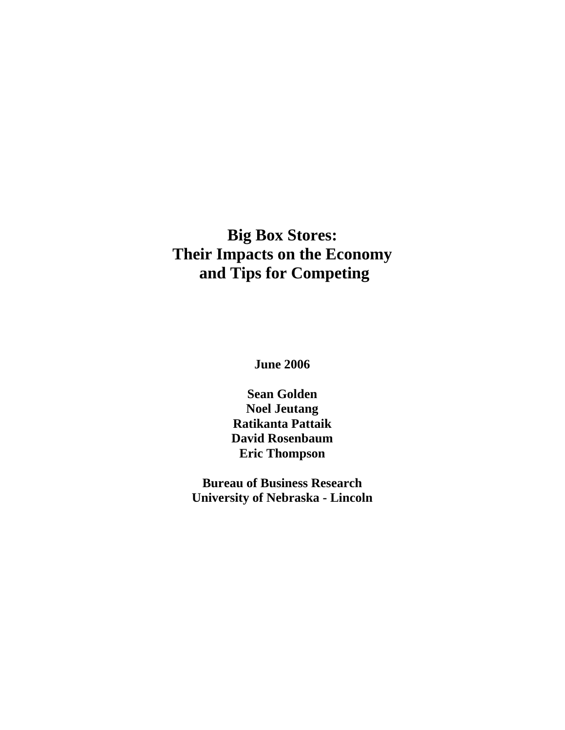# Big Box Stores: Their Impacts on the Economy and Tips for Competing

**June 2006**

**Sean Golden**
**Noel Jeutang**
**Ratikanta Pattaik**
**David Rosenbaum**
**Eric Thompson**

**Bureau of Business Research**
**University of Nebraska - Lincoln**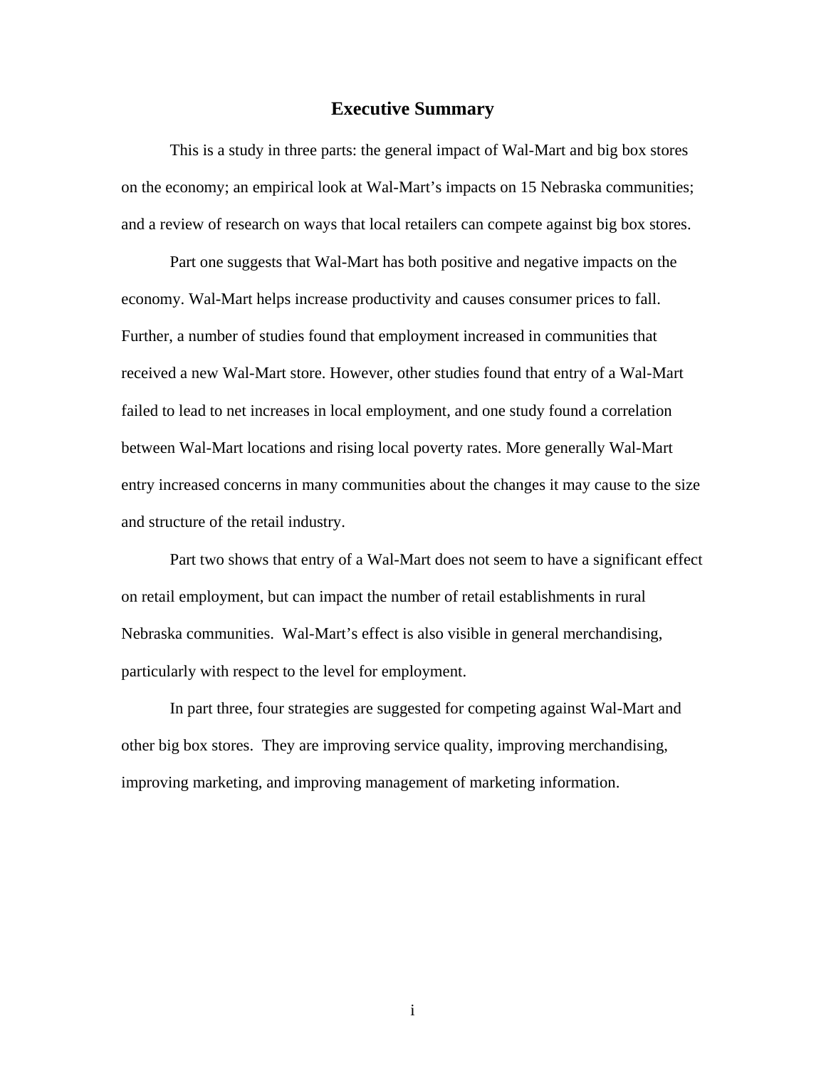## Executive Summary

This is a study in three parts: the general impact of Wal-Mart and big box stores on the economy; an empirical look at Wal-Mart's impacts on 15 Nebraska communities; and a review of research on ways that local retailers can compete against big box stores.

Part one suggests that Wal-Mart has both positive and negative impacts on the economy. Wal-Mart helps increase productivity and causes consumer prices to fall. Further, a number of studies found that employment increased in communities that received a new Wal-Mart store. However, other studies found that entry of a Wal-Mart failed to lead to net increases in local employment, and one study found a correlation between Wal-Mart locations and rising local poverty rates. More generally Wal-Mart entry increased concerns in many communities about the changes it may cause to the size and structure of the retail industry.

Part two shows that entry of a Wal-Mart does not seem to have a significant effect on retail employment, but can impact the number of retail establishments in rural Nebraska communities. Wal-Mart's effect is also visible in general merchandising, particularly with respect to the level for employment.

In part three, four strategies are suggested for competing against Wal-Mart and other big box stores. They are improving service quality, improving merchandising, improving marketing, and improving management of marketing information.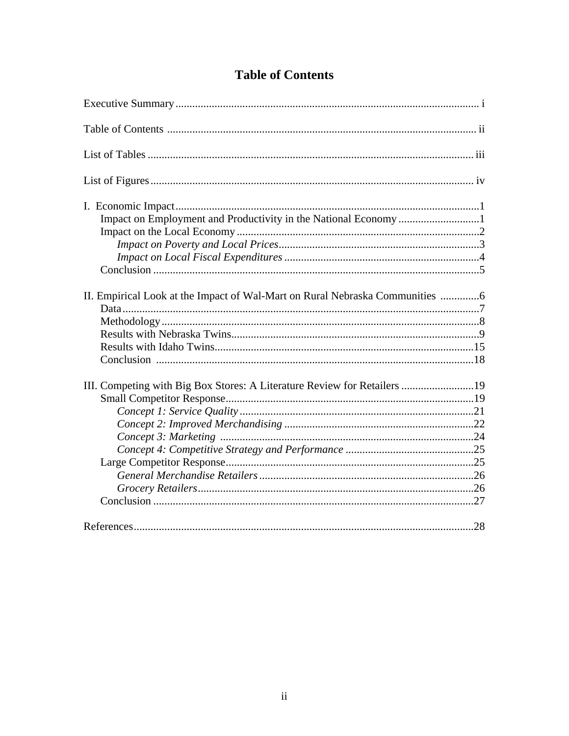# Table of Contents

Executive Summary ........ i

Table of Contents ........ ii

List of Tables ........ iii

List of Figures ........ iv

I. Economic Impact ........ 1
- Impact on Employment and Productivity in the National Economy ........ 1
- Impact on the Local Economy ........ 2
  - *Impact on Poverty and Local Prices* ........ 3
  - *Impact on Local Fiscal Expenditures* ........ 4
- Conclusion ........ 5

II. Empirical Look at the Impact of Wal-Mart on Rural Nebraska Communities ........ 6
- Data ........ 7
- Methodology ........ 8
- Results with Nebraska Twins ........ 9
- Results with Idaho Twins ........ 15
- Conclusion ........ 18

III. Competing with Big Box Stores: A Literature Review for Retailers ........ 19
- Small Competitor Response ........ 19
  - *Concept 1: Service Quality* ........ 21
  - *Concept 2: Improved Merchandising* ........ 22
  - *Concept 3: Marketing* ........ 24
  - *Concept 4: Competitive Strategy and Performance* ........ 25
- Large Competitor Response ........ 25
  - *General Merchandise Retailers* ........ 26
  - *Grocery Retailers* ........ 26
- Conclusion ........ 27

References ........ 28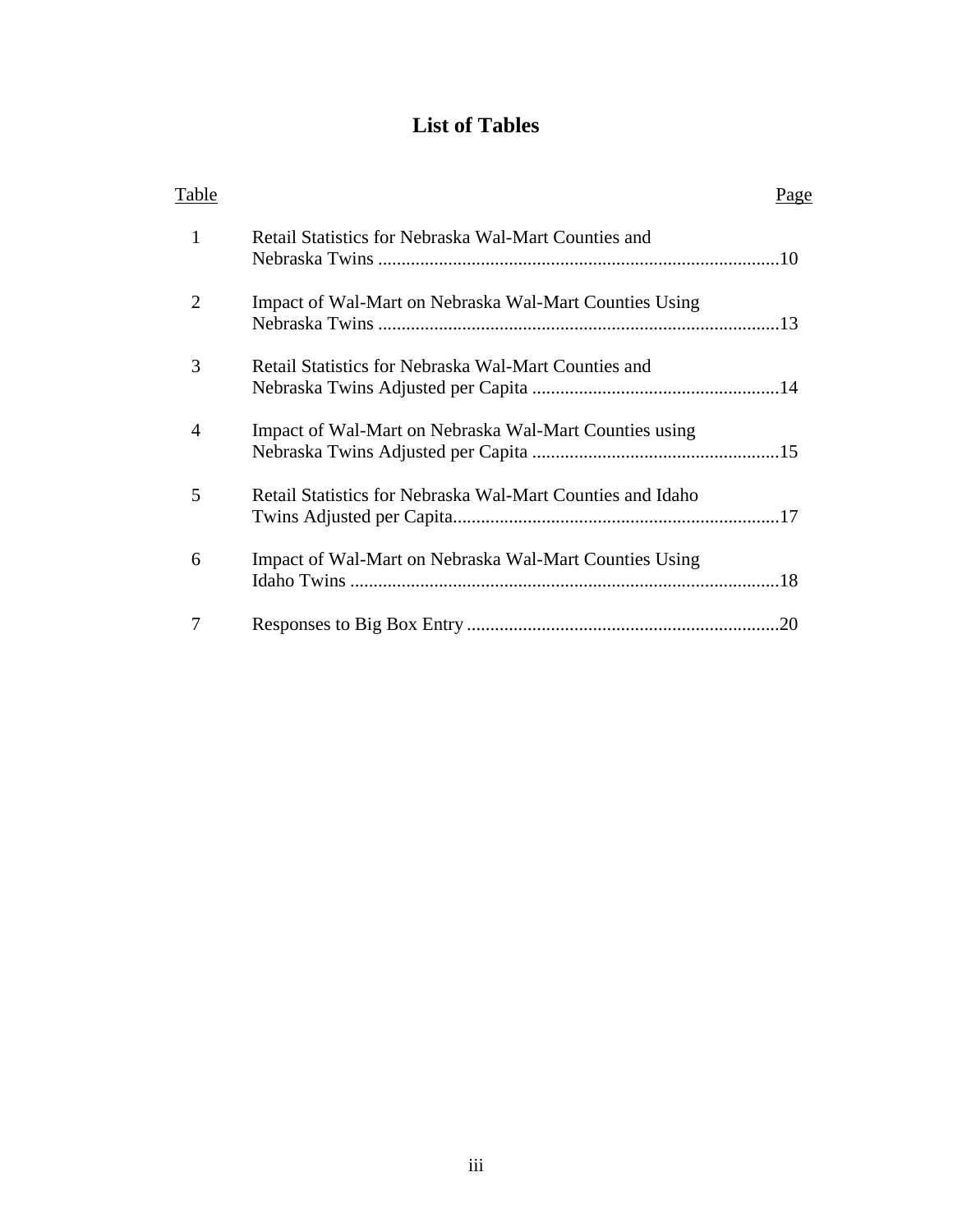# List of Tables

| Table | | Page |
|---|---|---|
| 1 | Retail Statistics for Nebraska Wal-Mart Counties and Nebraska Twins | 10 |
| 2 | Impact of Wal-Mart on Nebraska Wal-Mart Counties Using Nebraska Twins | 13 |
| 3 | Retail Statistics for Nebraska Wal-Mart Counties and Nebraska Twins Adjusted per Capita | 14 |
| 4 | Impact of Wal-Mart on Nebraska Wal-Mart Counties using Nebraska Twins Adjusted per Capita | 15 |
| 5 | Retail Statistics for Nebraska Wal-Mart Counties and Idaho Twins Adjusted per Capita | 17 |
| 6 | Impact of Wal-Mart on Nebraska Wal-Mart Counties Using Idaho Twins | 18 |
| 7 | Responses to Big Box Entry | 20 |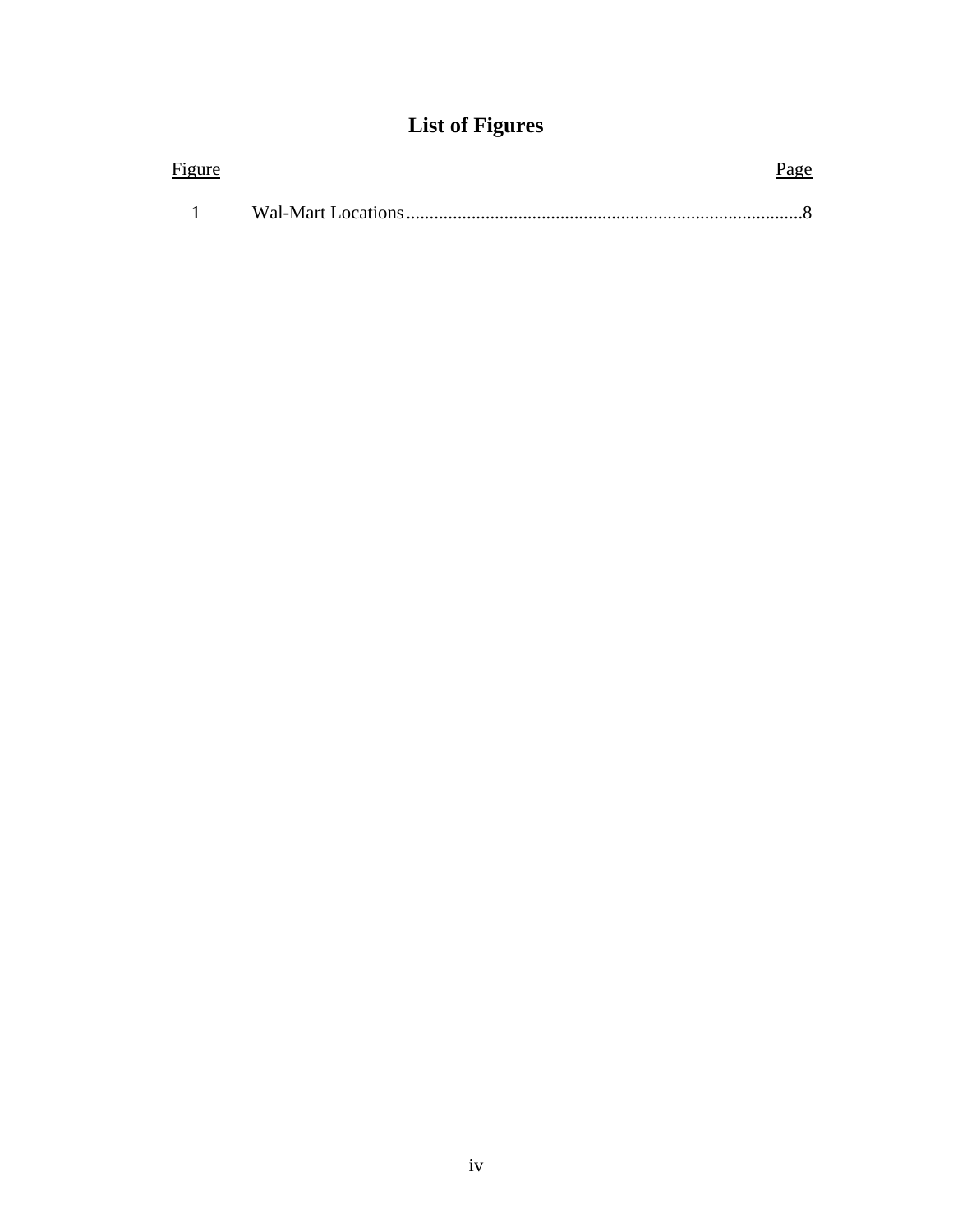# List of Figures

| Figure | | Page |
| --- | --- | --- |
| 1 | Wal-Mart Locations | 8 |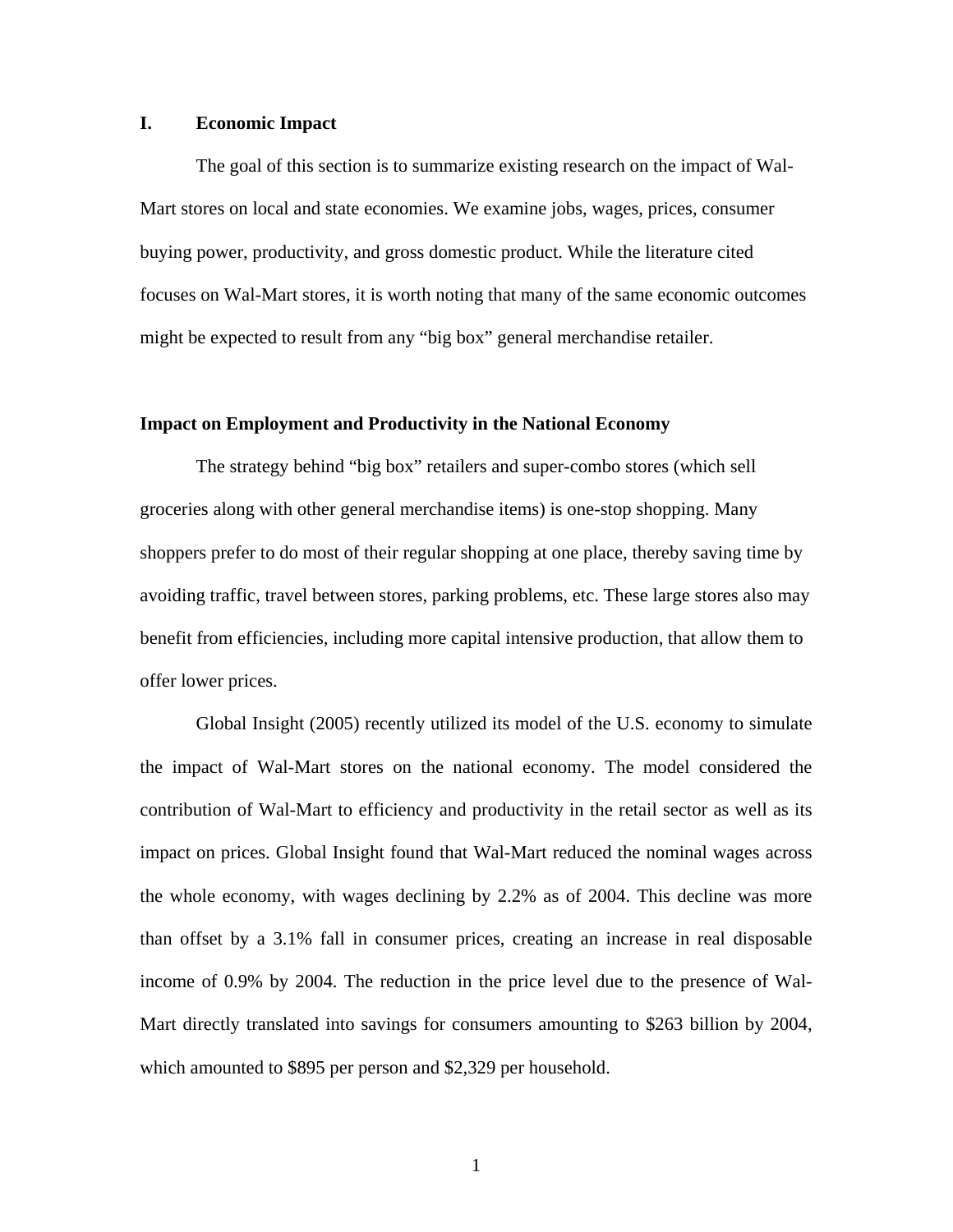## I. Economic Impact

The goal of this section is to summarize existing research on the impact of Wal-Mart stores on local and state economies. We examine jobs, wages, prices, consumer buying power, productivity, and gross domestic product. While the literature cited focuses on Wal-Mart stores, it is worth noting that many of the same economic outcomes might be expected to result from any "big box" general merchandise retailer.

### Impact on Employment and Productivity in the National Economy

The strategy behind "big box" retailers and super-combo stores (which sell groceries along with other general merchandise items) is one-stop shopping. Many shoppers prefer to do most of their regular shopping at one place, thereby saving time by avoiding traffic, travel between stores, parking problems, etc. These large stores also may benefit from efficiencies, including more capital intensive production, that allow them to offer lower prices.

Global Insight (2005) recently utilized its model of the U.S. economy to simulate the impact of Wal-Mart stores on the national economy. The model considered the contribution of Wal-Mart to efficiency and productivity in the retail sector as well as its impact on prices. Global Insight found that Wal-Mart reduced the nominal wages across the whole economy, with wages declining by 2.2% as of 2004. This decline was more than offset by a 3.1% fall in consumer prices, creating an increase in real disposable income of 0.9% by 2004. The reduction in the price level due to the presence of Wal-Mart directly translated into savings for consumers amounting to $263 billion by 2004, which amounted to $895 per person and $2,329 per household.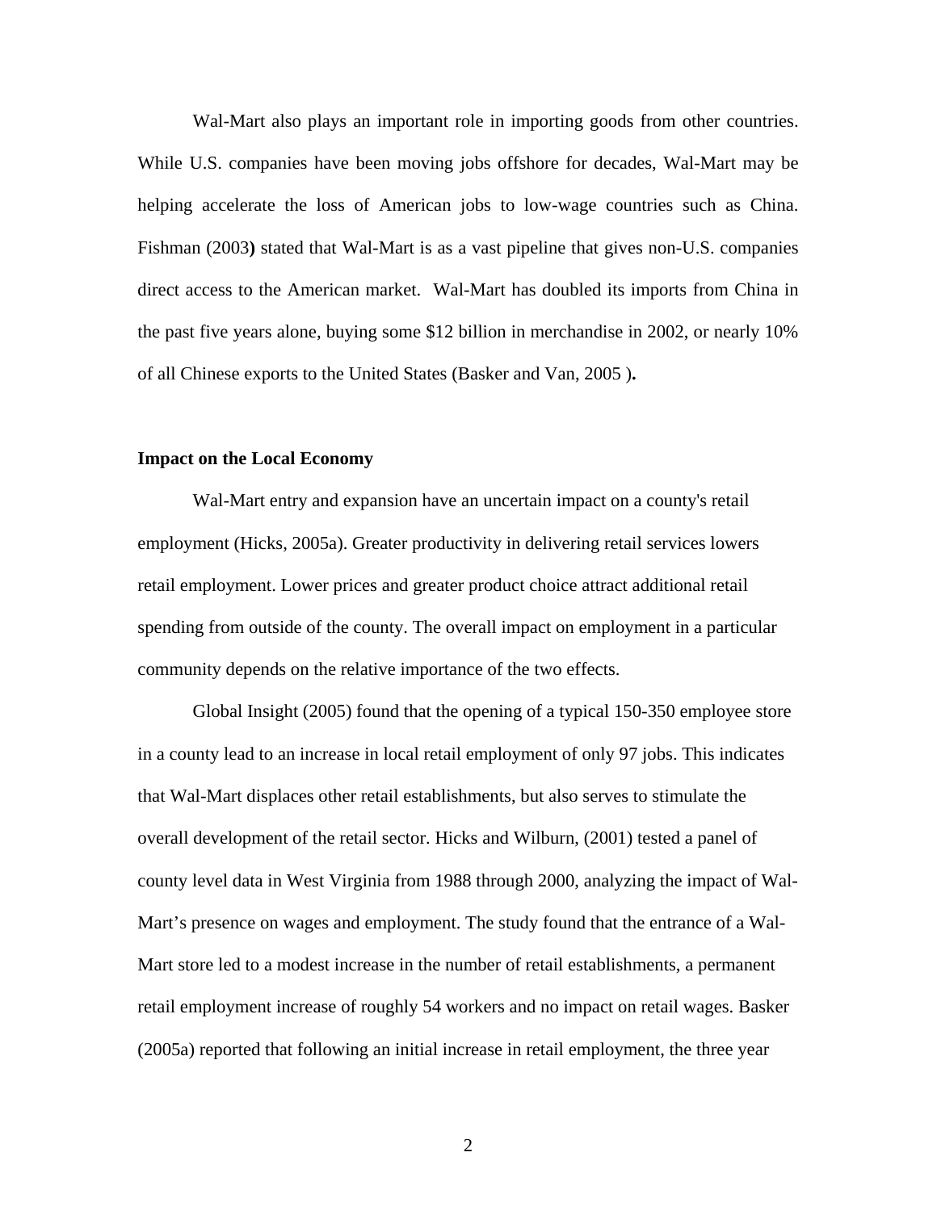Wal-Mart also plays an important role in importing goods from other countries. While U.S. companies have been moving jobs offshore for decades, Wal-Mart may be helping accelerate the loss of American jobs to low-wage countries such as China. Fishman (2003**)** stated that Wal-Mart is as a vast pipeline that gives non-U.S. companies direct access to the American market. Wal-Mart has doubled its imports from China in the past five years alone, buying some $12 billion in merchandise in 2002, or nearly 10% of all Chinese exports to the United States (Basker and Van, 2005 )**.**

**Impact on the Local Economy**

Wal-Mart entry and expansion have an uncertain impact on a county's retail employment (Hicks, 2005a). Greater productivity in delivering retail services lowers retail employment. Lower prices and greater product choice attract additional retail spending from outside of the county. The overall impact on employment in a particular community depends on the relative importance of the two effects.

Global Insight (2005) found that the opening of a typical 150-350 employee store in a county lead to an increase in local retail employment of only 97 jobs. This indicates that Wal-Mart displaces other retail establishments, but also serves to stimulate the overall development of the retail sector. Hicks and Wilburn, (2001) tested a panel of county level data in West Virginia from 1988 through 2000, analyzing the impact of Wal-Mart's presence on wages and employment. The study found that the entrance of a Wal-Mart store led to a modest increase in the number of retail establishments, a permanent retail employment increase of roughly 54 workers and no impact on retail wages. Basker (2005a) reported that following an initial increase in retail employment, the three year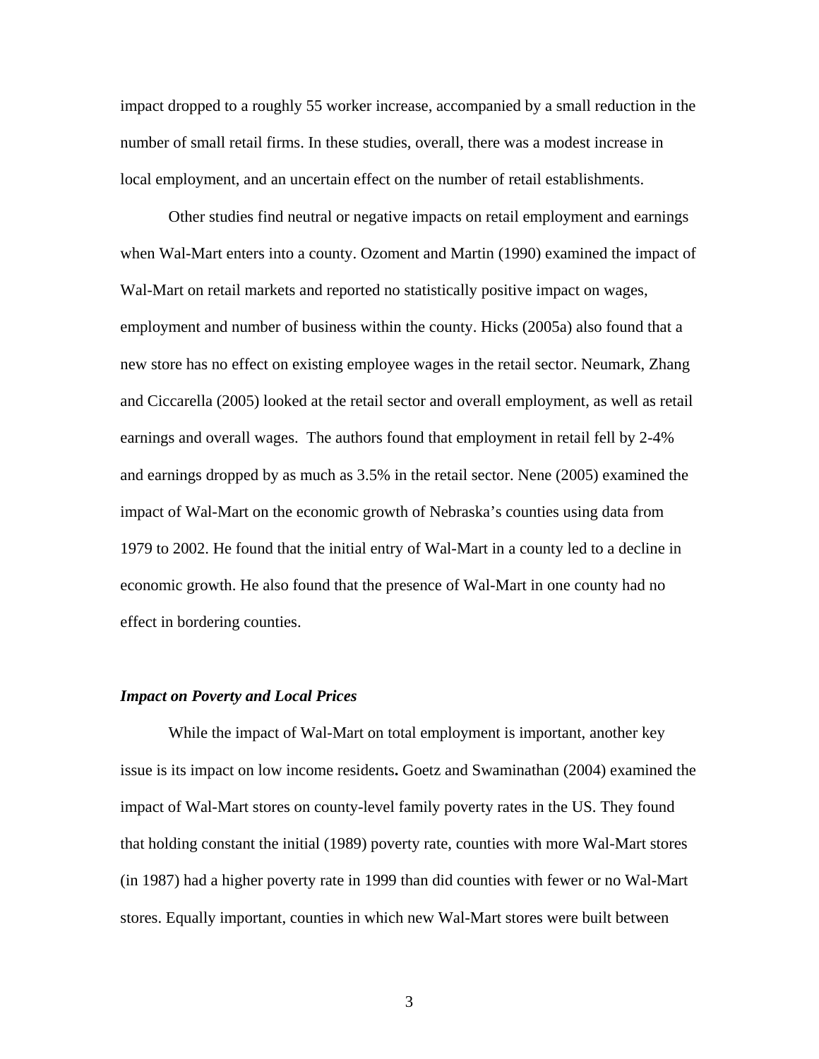impact dropped to a roughly 55 worker increase, accompanied by a small reduction in the number of small retail firms. In these studies, overall, there was a modest increase in local employment, and an uncertain effect on the number of retail establishments.

Other studies find neutral or negative impacts on retail employment and earnings when Wal-Mart enters into a county. Ozoment and Martin (1990) examined the impact of Wal-Mart on retail markets and reported no statistically positive impact on wages, employment and number of business within the county. Hicks (2005a) also found that a new store has no effect on existing employee wages in the retail sector. Neumark, Zhang and Ciccarella (2005) looked at the retail sector and overall employment, as well as retail earnings and overall wages. The authors found that employment in retail fell by 2-4% and earnings dropped by as much as 3.5% in the retail sector. Nene (2005) examined the impact of Wal-Mart on the economic growth of Nebraska's counties using data from 1979 to 2002. He found that the initial entry of Wal-Mart in a county led to a decline in economic growth. He also found that the presence of Wal-Mart in one county had no effect in bordering counties.

### *Impact on Poverty and Local Prices*

While the impact of Wal-Mart on total employment is important, another key issue is its impact on low income residents**.** Goetz and Swaminathan (2004) examined the impact of Wal-Mart stores on county-level family poverty rates in the US. They found that holding constant the initial (1989) poverty rate, counties with more Wal-Mart stores (in 1987) had a higher poverty rate in 1999 than did counties with fewer or no Wal-Mart stores. Equally important, counties in which new Wal-Mart stores were built between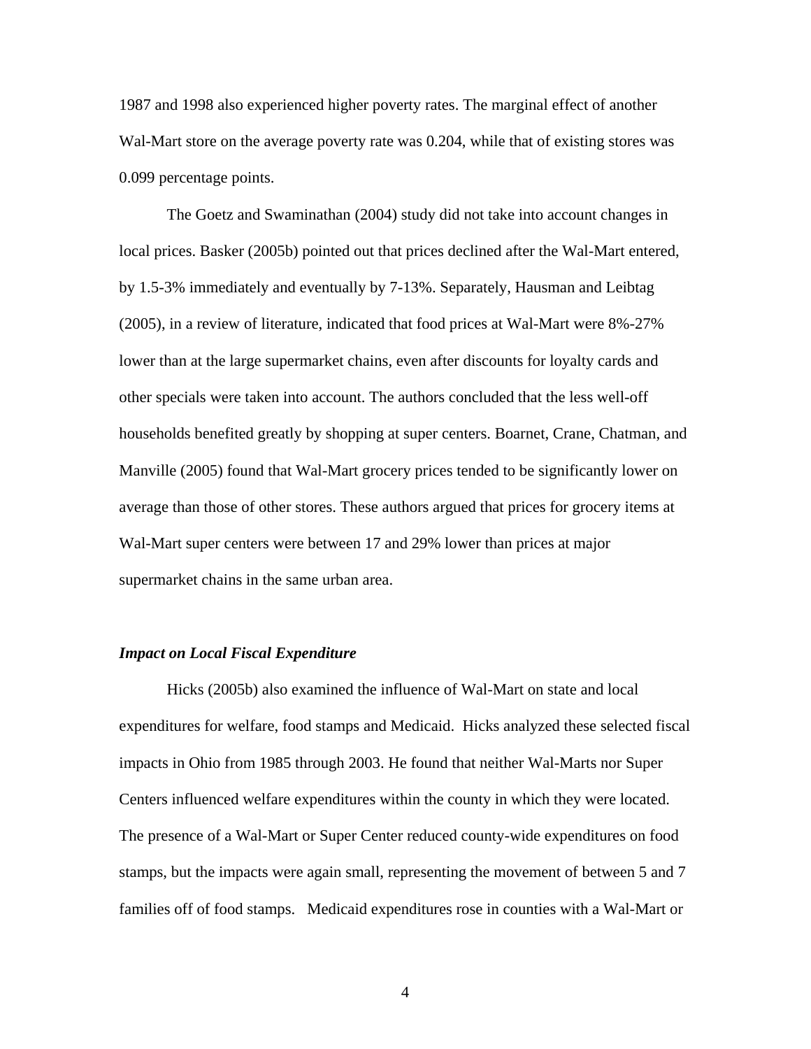1987 and 1998 also experienced higher poverty rates. The marginal effect of another Wal-Mart store on the average poverty rate was 0.204, while that of existing stores was 0.099 percentage points.

The Goetz and Swaminathan (2004) study did not take into account changes in local prices. Basker (2005b) pointed out that prices declined after the Wal-Mart entered, by 1.5-3% immediately and eventually by 7-13%. Separately, Hausman and Leibtag (2005), in a review of literature, indicated that food prices at Wal-Mart were 8%-27% lower than at the large supermarket chains, even after discounts for loyalty cards and other specials were taken into account. The authors concluded that the less well-off households benefited greatly by shopping at super centers. Boarnet, Crane, Chatman, and Manville (2005) found that Wal-Mart grocery prices tended to be significantly lower on average than those of other stores. These authors argued that prices for grocery items at Wal-Mart super centers were between 17 and 29% lower than prices at major supermarket chains in the same urban area.

### *Impact on Local Fiscal Expenditure*

Hicks (2005b) also examined the influence of Wal-Mart on state and local expenditures for welfare, food stamps and Medicaid. Hicks analyzed these selected fiscal impacts in Ohio from 1985 through 2003. He found that neither Wal-Marts nor Super Centers influenced welfare expenditures within the county in which they were located. The presence of a Wal-Mart or Super Center reduced county-wide expenditures on food stamps, but the impacts were again small, representing the movement of between 5 and 7 families off of food stamps. Medicaid expenditures rose in counties with a Wal-Mart or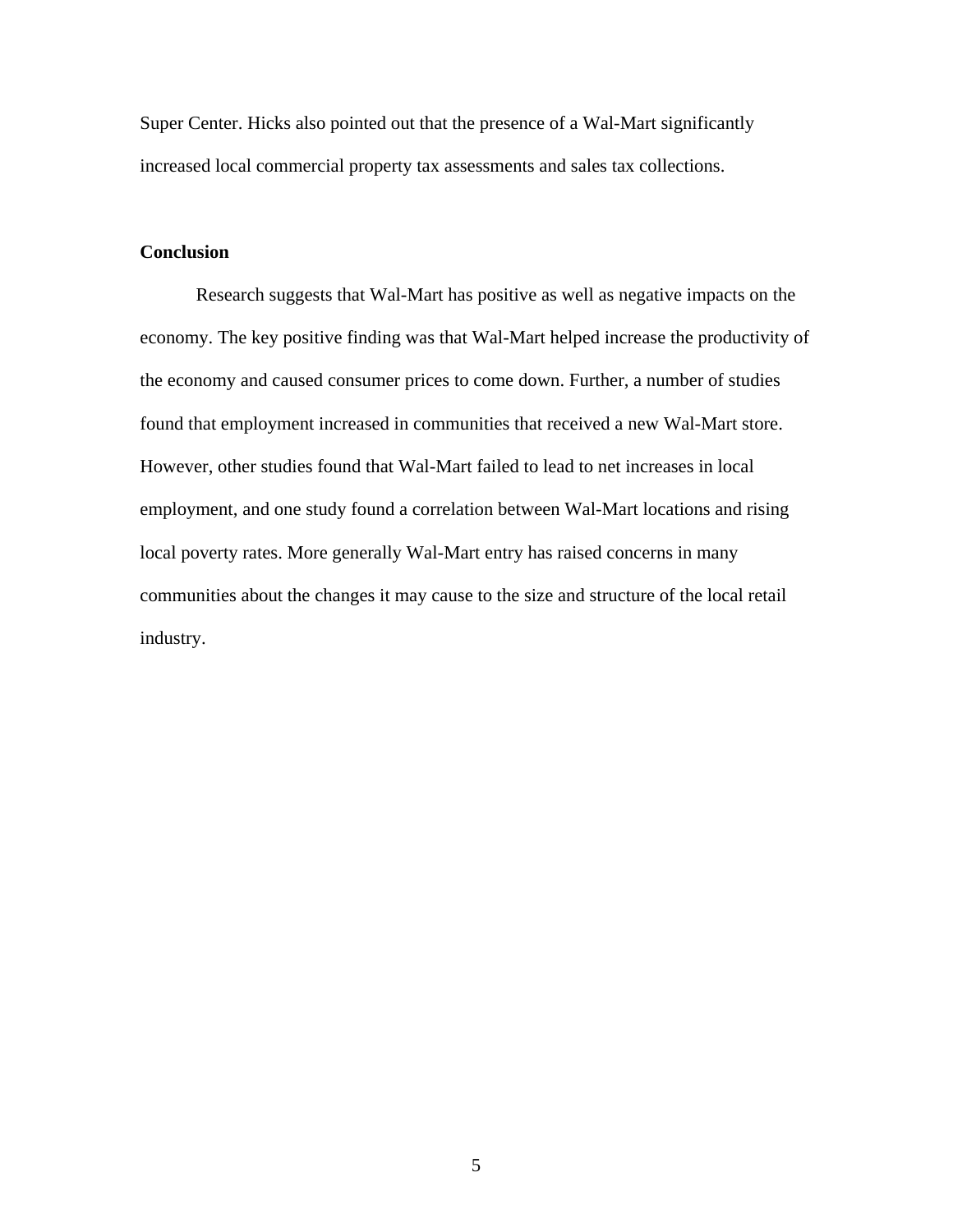Super Center. Hicks also pointed out that the presence of a Wal-Mart significantly increased local commercial property tax assessments and sales tax collections.

**Conclusion**

Research suggests that Wal-Mart has positive as well as negative impacts on the economy. The key positive finding was that Wal-Mart helped increase the productivity of the economy and caused consumer prices to come down. Further, a number of studies found that employment increased in communities that received a new Wal-Mart store. However, other studies found that Wal-Mart failed to lead to net increases in local employment, and one study found a correlation between Wal-Mart locations and rising local poverty rates. More generally Wal-Mart entry has raised concerns in many communities about the changes it may cause to the size and structure of the local retail industry.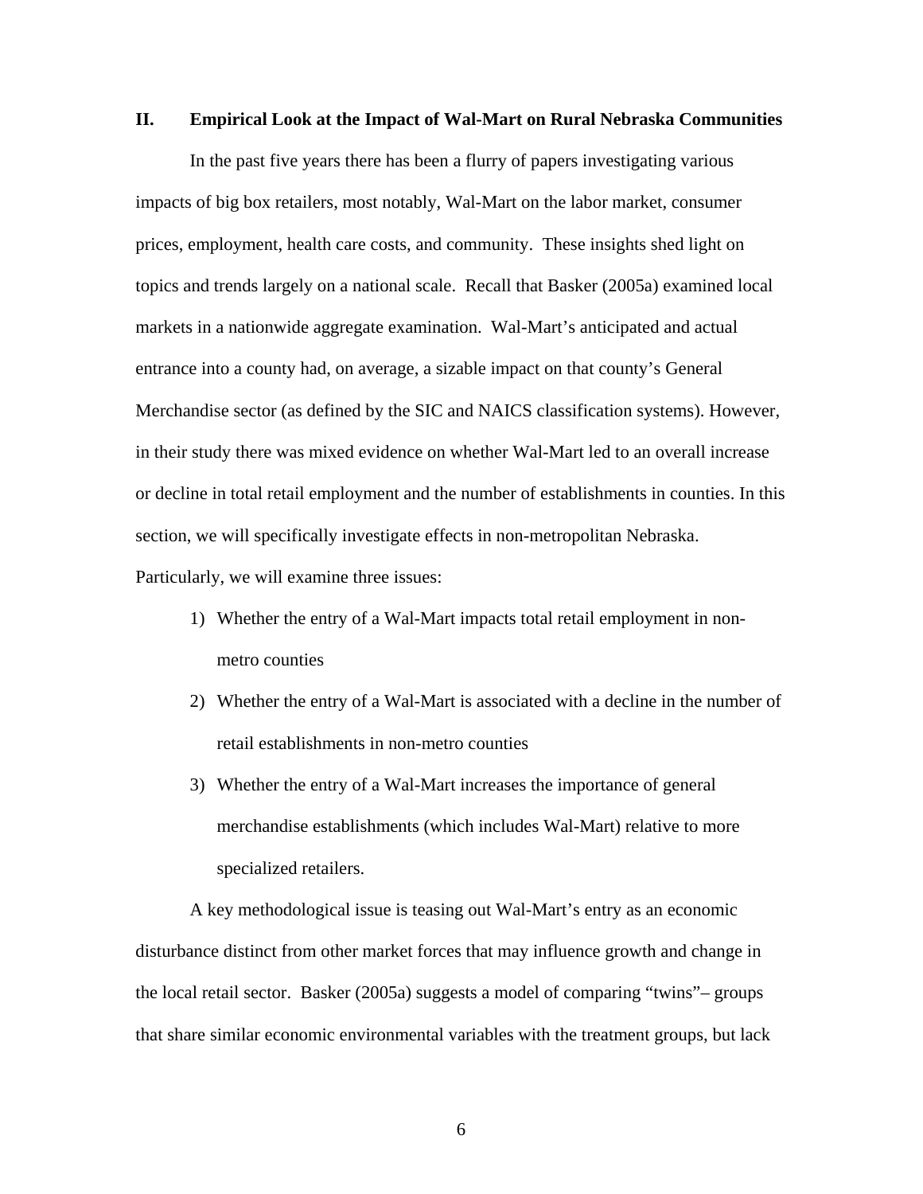## II. Empirical Look at the Impact of Wal-Mart on Rural Nebraska Communities

In the past five years there has been a flurry of papers investigating various impacts of big box retailers, most notably, Wal-Mart on the labor market, consumer prices, employment, health care costs, and community. These insights shed light on topics and trends largely on a national scale. Recall that Basker (2005a) examined local markets in a nationwide aggregate examination. Wal-Mart's anticipated and actual entrance into a county had, on average, a sizable impact on that county's General Merchandise sector (as defined by the SIC and NAICS classification systems). However, in their study there was mixed evidence on whether Wal-Mart led to an overall increase or decline in total retail employment and the number of establishments in counties. In this section, we will specifically investigate effects in non-metropolitan Nebraska. Particularly, we will examine three issues:

1) Whether the entry of a Wal-Mart impacts total retail employment in non-metro counties
2) Whether the entry of a Wal-Mart is associated with a decline in the number of retail establishments in non-metro counties
3) Whether the entry of a Wal-Mart increases the importance of general merchandise establishments (which includes Wal-Mart) relative to more specialized retailers.

A key methodological issue is teasing out Wal-Mart's entry as an economic disturbance distinct from other market forces that may influence growth and change in the local retail sector. Basker (2005a) suggests a model of comparing "twins"– groups that share similar economic environmental variables with the treatment groups, but lack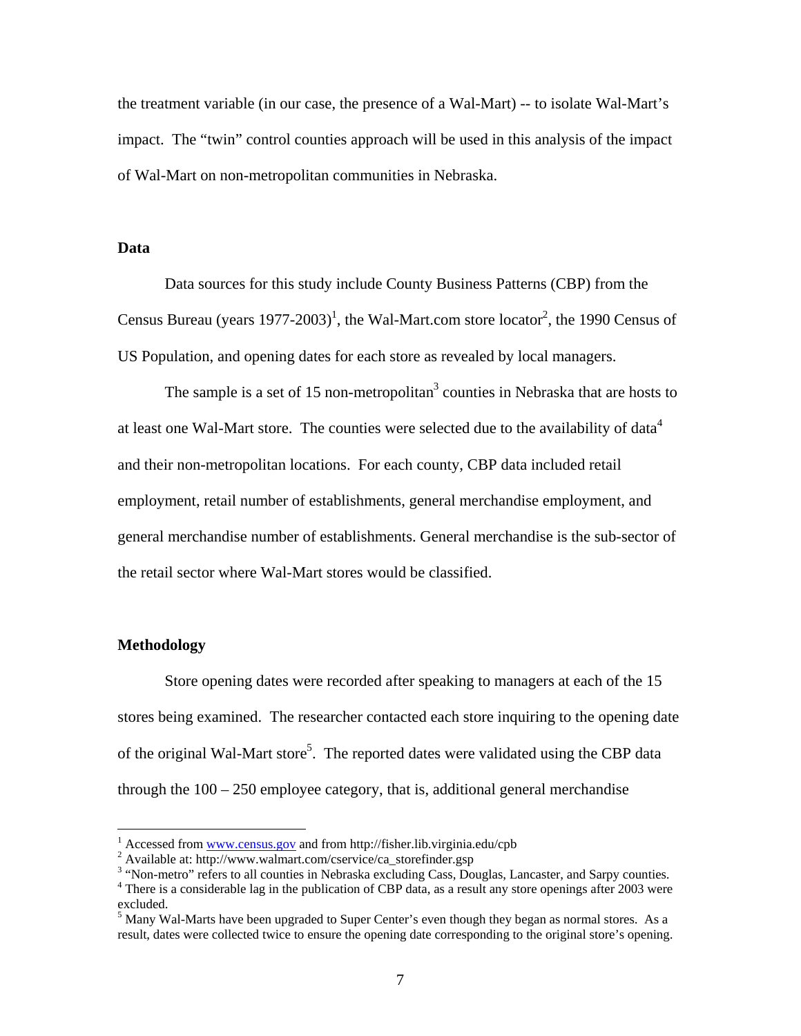the treatment variable (in our case, the presence of a Wal-Mart) -- to isolate Wal-Mart's impact. The "twin" control counties approach will be used in this analysis of the impact of Wal-Mart on non-metropolitan communities in Nebraska.

## Data

Data sources for this study include County Business Patterns (CBP) from the Census Bureau (years 1977-2003)[1], the Wal-Mart.com store locator[2], the 1990 Census of US Population, and opening dates for each store as revealed by local managers.

The sample is a set of 15 non-metropolitan[3] counties in Nebraska that are hosts to at least one Wal-Mart store. The counties were selected due to the availability of data[4] and their non-metropolitan locations. For each county, CBP data included retail employment, retail number of establishments, general merchandise employment, and general merchandise number of establishments. General merchandise is the sub-sector of the retail sector where Wal-Mart stores would be classified.

## Methodology

Store opening dates were recorded after speaking to managers at each of the 15 stores being examined. The researcher contacted each store inquiring to the opening date of the original Wal-Mart store[5]. The reported dates were validated using the CBP data through the 100 – 250 employee category, that is, additional general merchandise

---

[1] Accessed from www.census.gov and from http://fisher.lib.virginia.edu/cpb

[2] Available at: http://www.walmart.com/cservice/ca_storefinder.gsp

[3] "Non-metro" refers to all counties in Nebraska excluding Cass, Douglas, Lancaster, and Sarpy counties.

[4] There is a considerable lag in the publication of CBP data, as a result any store openings after 2003 were excluded.

[5] Many Wal-Marts have been upgraded to Super Center's even though they began as normal stores. As a result, dates were collected twice to ensure the opening date corresponding to the original store's opening.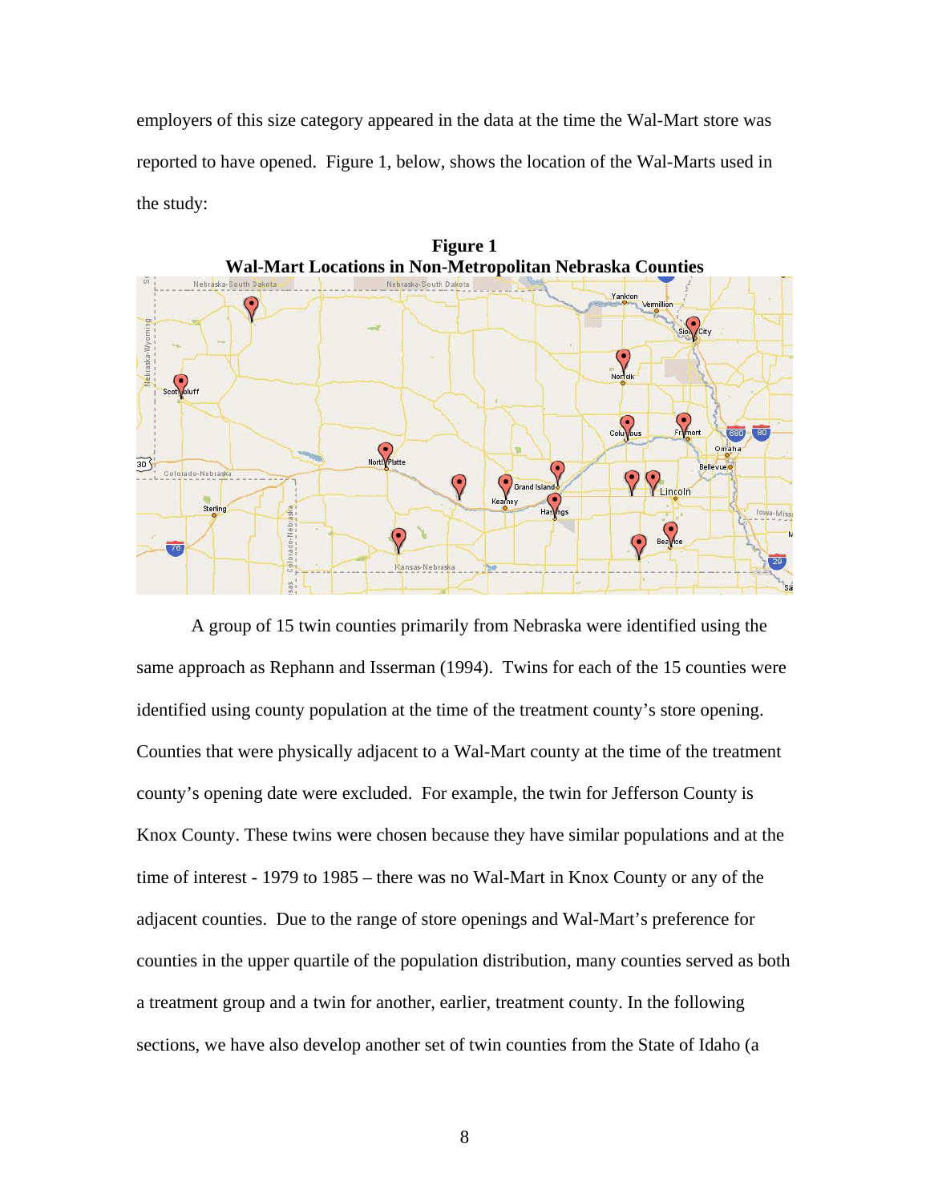employers of this size category appeared in the data at the time the Wal-Mart store was reported to have opened. Figure 1, below, shows the location of the Wal-Marts used in the study:

**Figure 1**
**Wal-Mart Locations in Non-Metropolitan Nebraska Counties**

A group of 15 twin counties primarily from Nebraska were identified using the same approach as Rephann and Isserman (1994). Twins for each of the 15 counties were identified using county population at the time of the treatment county's store opening. Counties that were physically adjacent to a Wal-Mart county at the time of the treatment county's opening date were excluded. For example, the twin for Jefferson County is Knox County. These twins were chosen because they have similar populations and at the time of interest - 1979 to 1985 – there was no Wal-Mart in Knox County or any of the adjacent counties. Due to the range of store openings and Wal-Mart's preference for counties in the upper quartile of the population distribution, many counties served as both a treatment group and a twin for another, earlier, treatment county. In the following sections, we have also develop another set of twin counties from the State of Idaho (a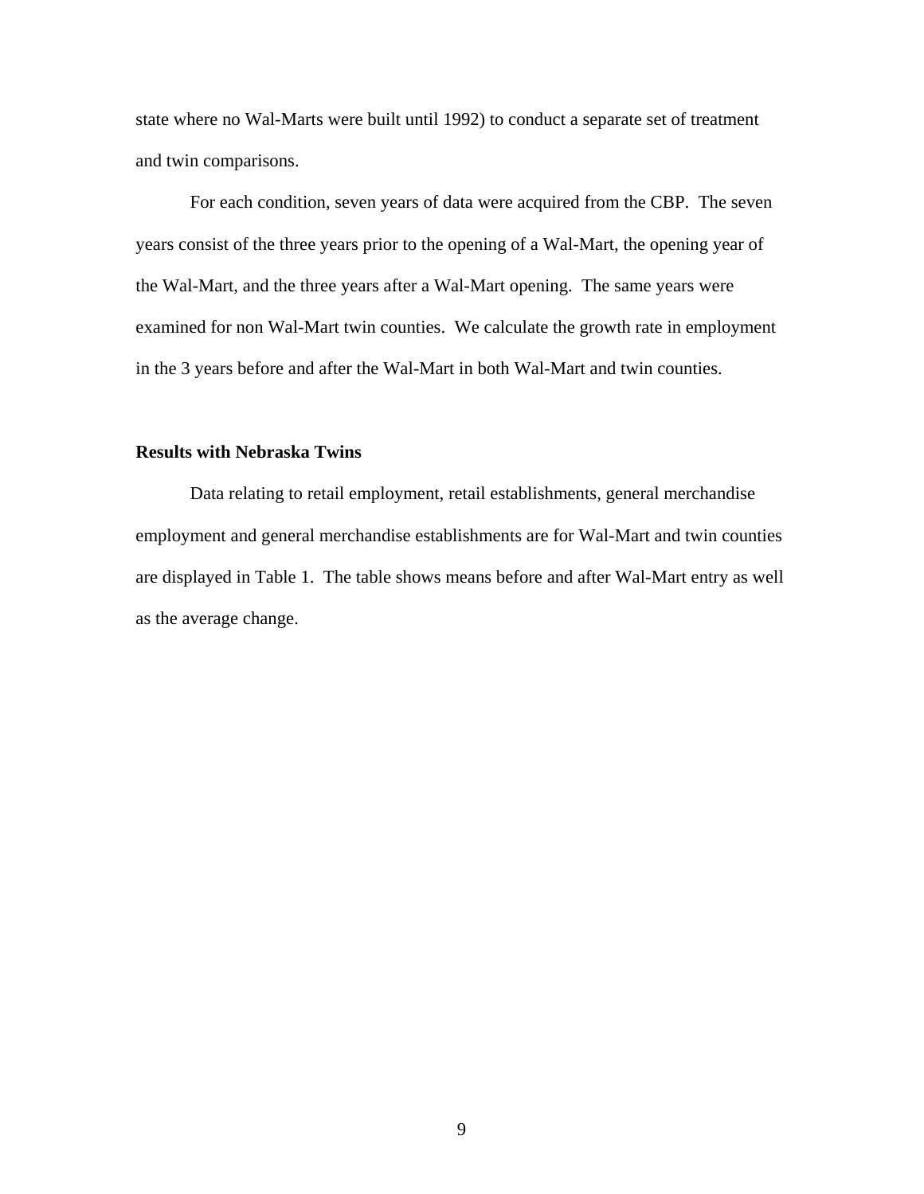state where no Wal-Marts were built until 1992) to conduct a separate set of treatment and twin comparisons.

For each condition, seven years of data were acquired from the CBP. The seven years consist of the three years prior to the opening of a Wal-Mart, the opening year of the Wal-Mart, and the three years after a Wal-Mart opening. The same years were examined for non Wal-Mart twin counties. We calculate the growth rate in employment in the 3 years before and after the Wal-Mart in both Wal-Mart and twin counties.

**Results with Nebraska Twins**

Data relating to retail employment, retail establishments, general merchandise employment and general merchandise establishments are for Wal-Mart and twin counties are displayed in Table 1. The table shows means before and after Wal-Mart entry as well as the average change.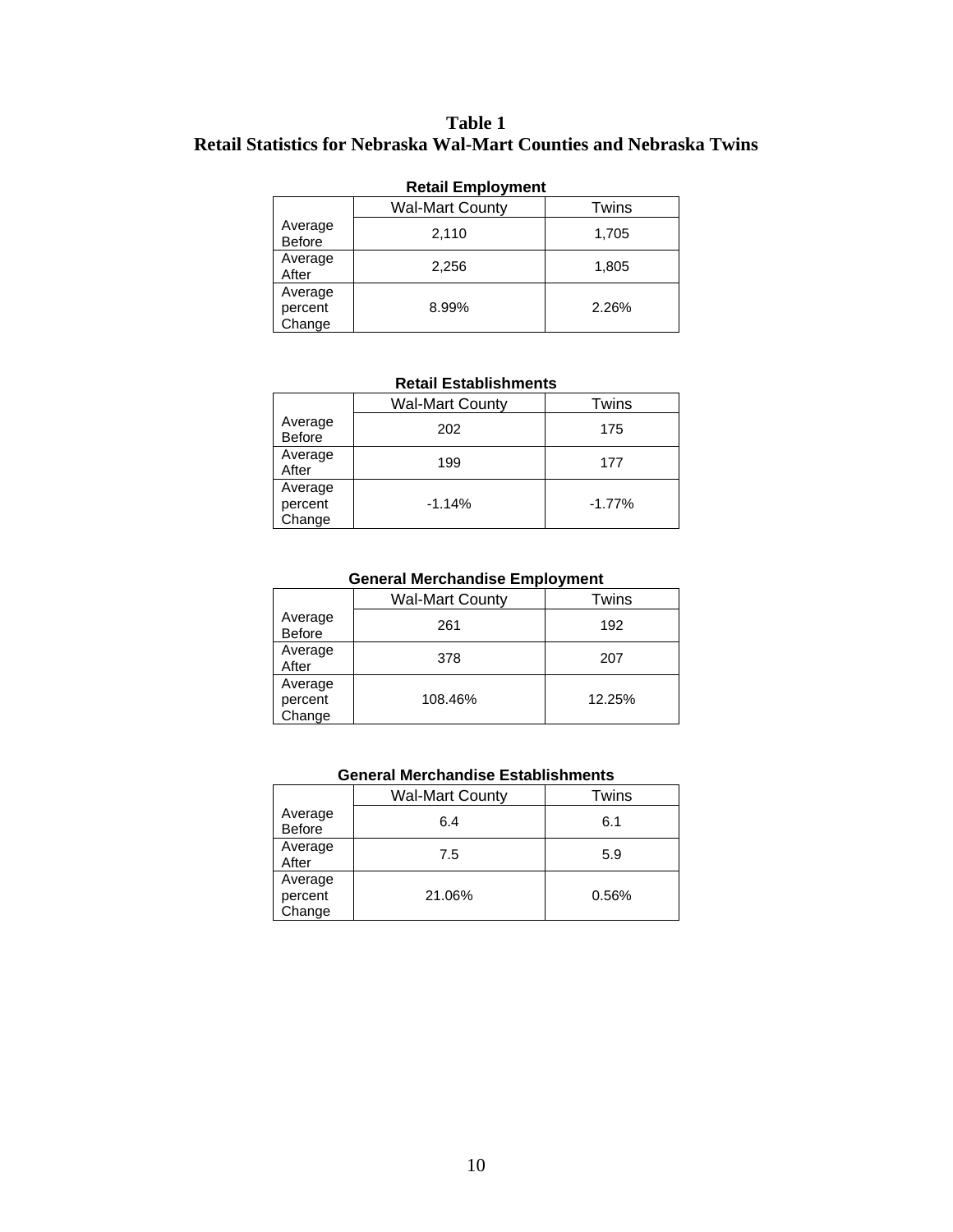**Table 1**
**Retail Statistics for Nebraska Wal-Mart Counties and Nebraska Twins**

**Retail Employment**

| | Wal-Mart County | Twins |
|---|---|---|
| Average Before | 2,110 | 1,705 |
| Average After | 2,256 | 1,805 |
| Average percent Change | 8.99% | 2.26% |

**Retail Establishments**

| | Wal-Mart County | Twins |
|---|---|---|
| Average Before | 202 | 175 |
| Average After | 199 | 177 |
| Average percent Change | -1.14% | -1.77% |

**General Merchandise Employment**

| | Wal-Mart County | Twins |
|---|---|---|
| Average Before | 261 | 192 |
| Average After | 378 | 207 |
| Average percent Change | 108.46% | 12.25% |

**General Merchandise Establishments**

| | Wal-Mart County | Twins |
|---|---|---|
| Average Before | 6.4 | 6.1 |
| Average After | 7.5 | 5.9 |
| Average percent Change | 21.06% | 0.56% |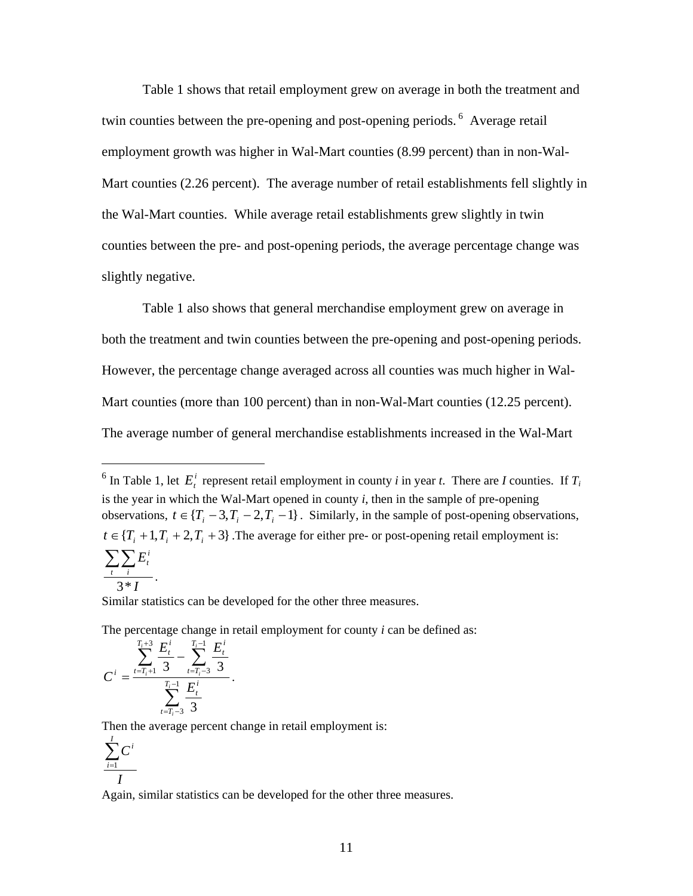Table 1 shows that retail employment grew on average in both the treatment and twin counties between the pre-opening and post-opening periods.[6] Average retail employment growth was higher in Wal-Mart counties (8.99 percent) than in non-Wal-Mart counties (2.26 percent). The average number of retail establishments fell slightly in the Wal-Mart counties. While average retail establishments grew slightly in twin counties between the pre- and post-opening periods, the average percentage change was slightly negative.

Table 1 also shows that general merchandise employment grew on average in both the treatment and twin counties between the pre-opening and post-opening periods. However, the percentage change averaged across all counties was much higher in Wal-Mart counties (more than 100 percent) than in non-Wal-Mart counties (12.25 percent). The average number of general merchandise establishments increased in the Wal-Mart

---

[6] In Table 1, let $E_t^i$ represent retail employment in county *i* in year *t*. There are *I* counties. If $T_i$ is the year in which the Wal-Mart opened in county *i*, then in the sample of pre-opening observations, $t \in \{T_i - 3, T_i - 2, T_i - 1\}$. Similarly, in the sample of post-opening observations, $t \in \{T_i + 1, T_i + 2, T_i + 3\}$ .The average for either pre- or post-opening retail employment is:

$$\frac{\sum_t \sum_i E_t^i}{3 * I}.$$

Similar statistics can be developed for the other three measures.

The percentage change in retail employment for county *i* can be defined as:

$$C^i = \frac{\sum_{t=T_i+1}^{T_i+3} \frac{E_t^i}{3} - \sum_{t=T_i-3}^{T_i-1} \frac{E_t^i}{3}}{\sum_{t=T_i-3}^{T_i-1} \frac{E_t^i}{3}}.$$

Then the average percent change in retail employment is:

$$\frac{\sum_{i=1}^{I} C^i}{I}$$

Again, similar statistics can be developed for the other three measures.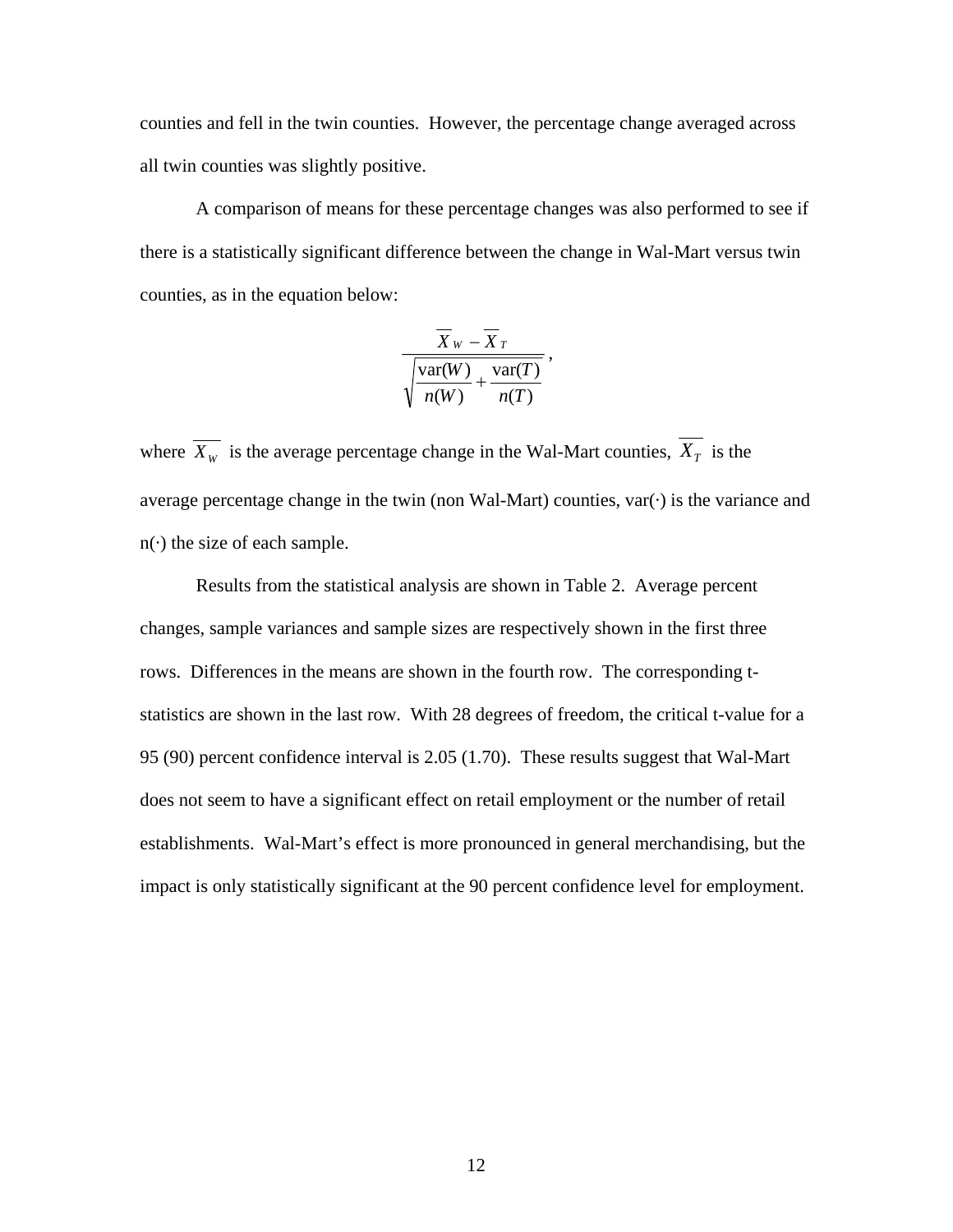counties and fell in the twin counties. However, the percentage change averaged across all twin counties was slightly positive.

A comparison of means for these percentage changes was also performed to see if there is a statistically significant difference between the change in Wal-Mart versus twin counties, as in the equation below:

$$\frac{\overline{X}_W - \overline{X}_T}{\sqrt{\frac{\text{var}(W)}{n(W)} + \frac{\text{var}(T)}{n(T)}}},$$

where $\overline{X_W}$ is the average percentage change in the Wal-Mart counties, $\overline{X_T}$ is the average percentage change in the twin (non Wal-Mart) counties, var(·) is the variance and n(·) the size of each sample.

Results from the statistical analysis are shown in Table 2. Average percent changes, sample variances and sample sizes are respectively shown in the first three rows. Differences in the means are shown in the fourth row. The corresponding t-statistics are shown in the last row. With 28 degrees of freedom, the critical t-value for a 95 (90) percent confidence interval is 2.05 (1.70). These results suggest that Wal-Mart does not seem to have a significant effect on retail employment or the number of retail establishments. Wal-Mart's effect is more pronounced in general merchandising, but the impact is only statistically significant at the 90 percent confidence level for employment.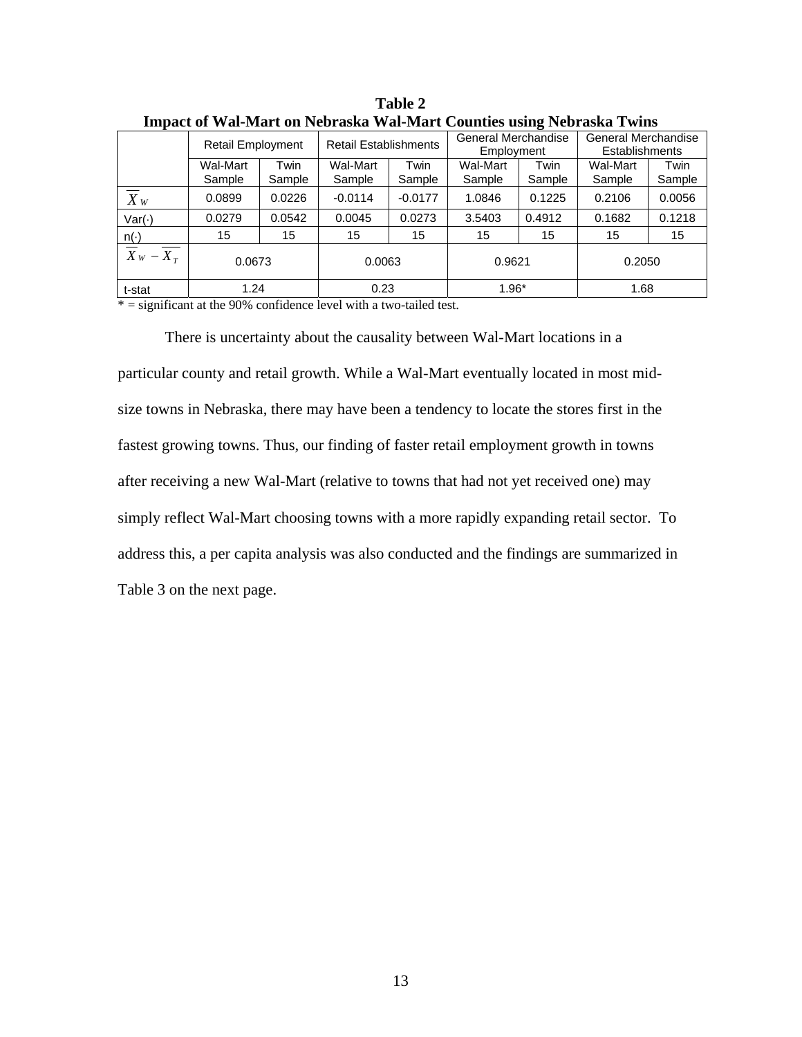**Table 2**
**Impact of Wal-Mart on Nebraska Wal-Mart Counties using Nebraska Twins**

| | Retail Employment | | Retail Establishments | | General Merchandise Employment | | General Merchandise Establishments | |
|---|---|---|---|---|---|---|---|---|
| | Wal-Mart Sample | Twin Sample | Wal-Mart Sample | Twin Sample | Wal-Mart Sample | Twin Sample | Wal-Mart Sample | Twin Sample |
| $\overline{X}_W$ | 0.0899 | 0.0226 | -0.0114 | -0.0177 | 1.0846 | 0.1225 | 0.2106 | 0.0056 |
| Var(·) | 0.0279 | 0.0542 | 0.0045 | 0.0273 | 3.5403 | 0.4912 | 0.1682 | 0.1218 |
| n(·) | 15 | 15 | 15 | 15 | 15 | 15 | 15 | 15 |
| $\overline{X}_W - \overline{X}_T$ | 0.0673 | | 0.0063 | | 0.9621 | | 0.2050 | |
| t-stat | 1.24 | | 0.23 | | 1.96* | | 1.68 | |

* = significant at the 90% confidence level with a two-tailed test.

There is uncertainty about the causality between Wal-Mart locations in a particular county and retail growth. While a Wal-Mart eventually located in most mid-size towns in Nebraska, there may have been a tendency to locate the stores first in the fastest growing towns. Thus, our finding of faster retail employment growth in towns after receiving a new Wal-Mart (relative to towns that had not yet received one) may simply reflect Wal-Mart choosing towns with a more rapidly expanding retail sector. To address this, a per capita analysis was also conducted and the findings are summarized in Table 3 on the next page.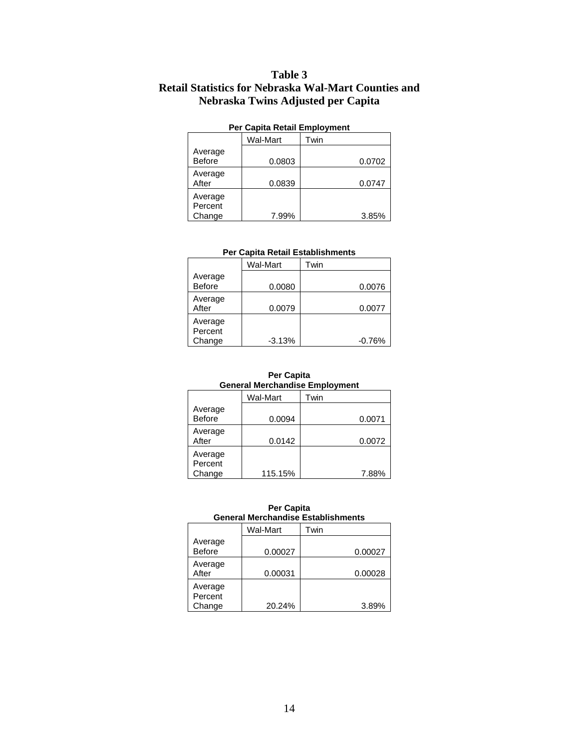# Table 3
## Retail Statistics for Nebraska Wal-Mart Counties and Nebraska Twins Adjusted per Capita

**Per Capita Retail Employment**

| | Wal-Mart | Twin |
|---|---|---|
| Average Before | 0.0803 | 0.0702 |
| Average After | 0.0839 | 0.0747 |
| Average Percent Change | 7.99% | 3.85% |

**Per Capita Retail Establishments**

| | Wal-Mart | Twin |
|---|---|---|
| Average Before | 0.0080 | 0.0076 |
| Average After | 0.0079 | 0.0077 |
| Average Percent Change | -3.13% | -0.76% |

**Per Capita General Merchandise Employment**

| | Wal-Mart | Twin |
|---|---|---|
| Average Before | 0.0094 | 0.0071 |
| Average After | 0.0142 | 0.0072 |
| Average Percent Change | 115.15% | 7.88% |

**Per Capita General Merchandise Establishments**

| | Wal-Mart | Twin |
|---|---|---|
| Average Before | 0.00027 | 0.00027 |
| Average After | 0.00031 | 0.00028 |
| Average Percent Change | 20.24% | 3.89% |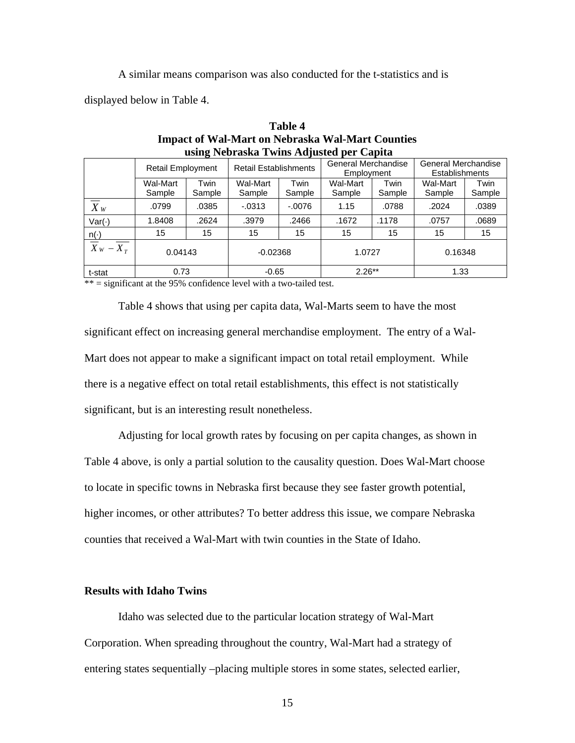A similar means comparison was also conducted for the t-statistics and is displayed below in Table 4.

**Table 4**
**Impact of Wal-Mart on Nebraska Wal-Mart Counties using Nebraska Twins Adjusted per Capita**

| | Retail Employment | | Retail Establishments | | General Merchandise Employment | | General Merchandise Establishments | |
|---|---|---|---|---|---|---|---|---|
| | Wal-Mart Sample | Twin Sample | Wal-Mart Sample | Twin Sample | Wal-Mart Sample | Twin Sample | Wal-Mart Sample | Twin Sample |
| $\overline{X}_W$ | .0799 | .0385 | -.0313 | -.0076 | 1.15 | .0788 | .2024 | .0389 |
| Var(·) | 1.8408 | .2624 | .3979 | .2466 | .1672 | .1178 | .0757 | .0689 |
| n(·) | 15 | 15 | 15 | 15 | 15 | 15 | 15 | 15 |
| $\overline{X}_W - \overline{X}_T$ | 0.04143 | | -0.02368 | | 1.0727 | | 0.16348 | |
| t-stat | 0.73 | | -0.65 | | 2.26** | | 1.33 | |

** = significant at the 95% confidence level with a two-tailed test.

Table 4 shows that using per capita data, Wal-Marts seem to have the most significant effect on increasing general merchandise employment. The entry of a Wal-Mart does not appear to make a significant impact on total retail employment. While there is a negative effect on total retail establishments, this effect is not statistically significant, but is an interesting result nonetheless.

Adjusting for local growth rates by focusing on per capita changes, as shown in Table 4 above, is only a partial solution to the causality question. Does Wal-Mart choose to locate in specific towns in Nebraska first because they see faster growth potential, higher incomes, or other attributes? To better address this issue, we compare Nebraska counties that received a Wal-Mart with twin counties in the State of Idaho.

### Results with Idaho Twins

Idaho was selected due to the particular location strategy of Wal-Mart Corporation. When spreading throughout the country, Wal-Mart had a strategy of entering states sequentially –placing multiple stores in some states, selected earlier,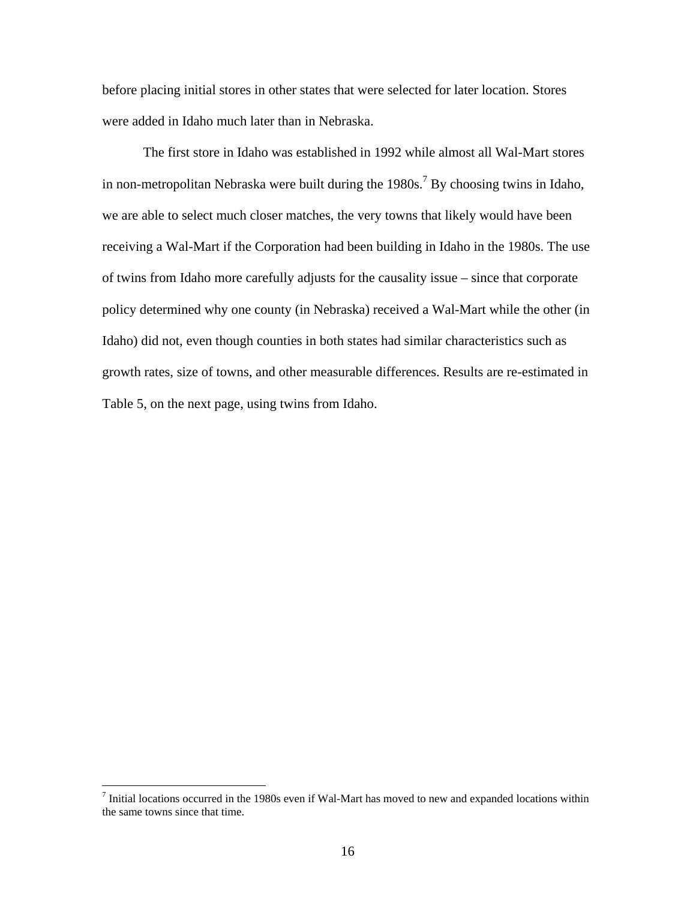before placing initial stores in other states that were selected for later location. Stores were added in Idaho much later than in Nebraska.

The first store in Idaho was established in 1992 while almost all Wal-Mart stores in non-metropolitan Nebraska were built during the 1980s.[7] By choosing twins in Idaho, we are able to select much closer matches, the very towns that likely would have been receiving a Wal-Mart if the Corporation had been building in Idaho in the 1980s. The use of twins from Idaho more carefully adjusts for the causality issue – since that corporate policy determined why one county (in Nebraska) received a Wal-Mart while the other (in Idaho) did not, even though counties in both states had similar characteristics such as growth rates, size of towns, and other measurable differences. Results are re-estimated in Table 5, on the next page, using twins from Idaho.

[7] Initial locations occurred in the 1980s even if Wal-Mart has moved to new and expanded locations within the same towns since that time.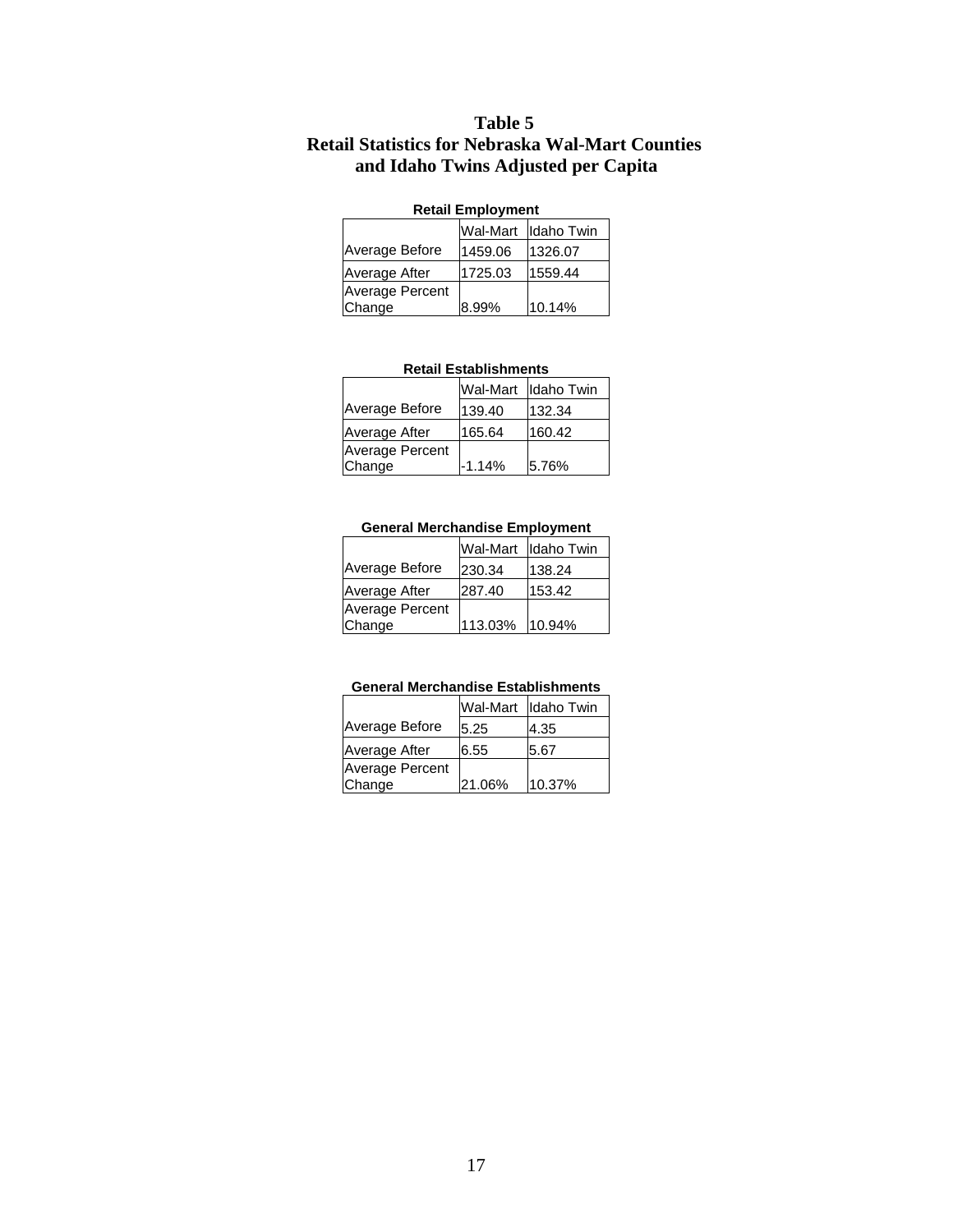# Table 5
# Retail Statistics for Nebraska Wal-Mart Counties and Idaho Twins Adjusted per Capita

**Retail Employment**

| | Wal-Mart | Idaho Twin |
|---|---|---|
| Average Before | 1459.06 | 1326.07 |
| Average After | 1725.03 | 1559.44 |
| Average Percent Change | 8.99% | 10.14% |

**Retail Establishments**

| | Wal-Mart | Idaho Twin |
|---|---|---|
| Average Before | 139.40 | 132.34 |
| Average After | 165.64 | 160.42 |
| Average Percent Change | -1.14% | 5.76% |

**General Merchandise Employment**

| | Wal-Mart | Idaho Twin |
|---|---|---|
| Average Before | 230.34 | 138.24 |
| Average After | 287.40 | 153.42 |
| Average Percent Change | 113.03% | 10.94% |

**General Merchandise Establishments**

| | Wal-Mart | Idaho Twin |
|---|---|---|
| Average Before | 5.25 | 4.35 |
| Average After | 6.55 | 5.67 |
| Average Percent Change | 21.06% | 10.37% |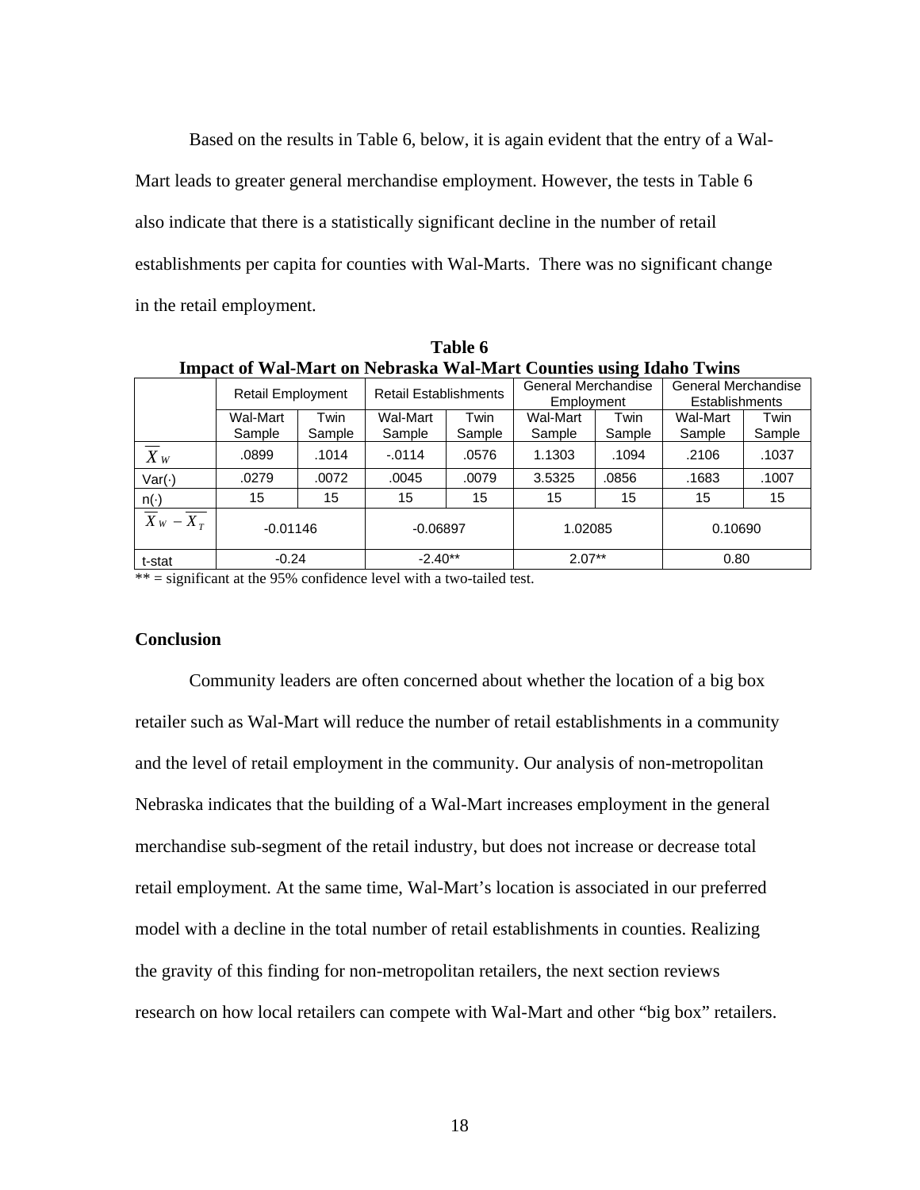Based on the results in Table 6, below, it is again evident that the entry of a Wal-Mart leads to greater general merchandise employment. However, the tests in Table 6 also indicate that there is a statistically significant decline in the number of retail establishments per capita for counties with Wal-Marts. There was no significant change in the retail employment.

**Table 6**
**Impact of Wal-Mart on Nebraska Wal-Mart Counties using Idaho Twins**

| | Retail Employment | | Retail Establishments | | General Merchandise Employment | | General Merchandise Establishments | |
|---|---|---|---|---|---|---|---|---|
| | Wal-Mart Sample | Twin Sample | Wal-Mart Sample | Twin Sample | Wal-Mart Sample | Twin Sample | Wal-Mart Sample | Twin Sample |
| $\overline{X}_W$ | .0899 | .1014 | -.0114 | .0576 | 1.1303 | .1094 | .2106 | .1037 |
| Var(·) | .0279 | .0072 | .0045 | .0079 | 3.5325 | .0856 | .1683 | .1007 |
| n(·) | 15 | 15 | 15 | 15 | 15 | 15 | 15 | 15 |
| $\overline{X}_W - \overline{X}_T$ | -0.01146 | | -0.06897 | | 1.02085 | | 0.10690 | |
| t-stat | -0.24 | | -2.40** | | 2.07** | | 0.80 | |

** = significant at the 95% confidence level with a two-tailed test.

## Conclusion

Community leaders are often concerned about whether the location of a big box retailer such as Wal-Mart will reduce the number of retail establishments in a community and the level of retail employment in the community. Our analysis of non-metropolitan Nebraska indicates that the building of a Wal-Mart increases employment in the general merchandise sub-segment of the retail industry, but does not increase or decrease total retail employment. At the same time, Wal-Mart's location is associated in our preferred model with a decline in the total number of retail establishments in counties. Realizing the gravity of this finding for non-metropolitan retailers, the next section reviews research on how local retailers can compete with Wal-Mart and other "big box" retailers.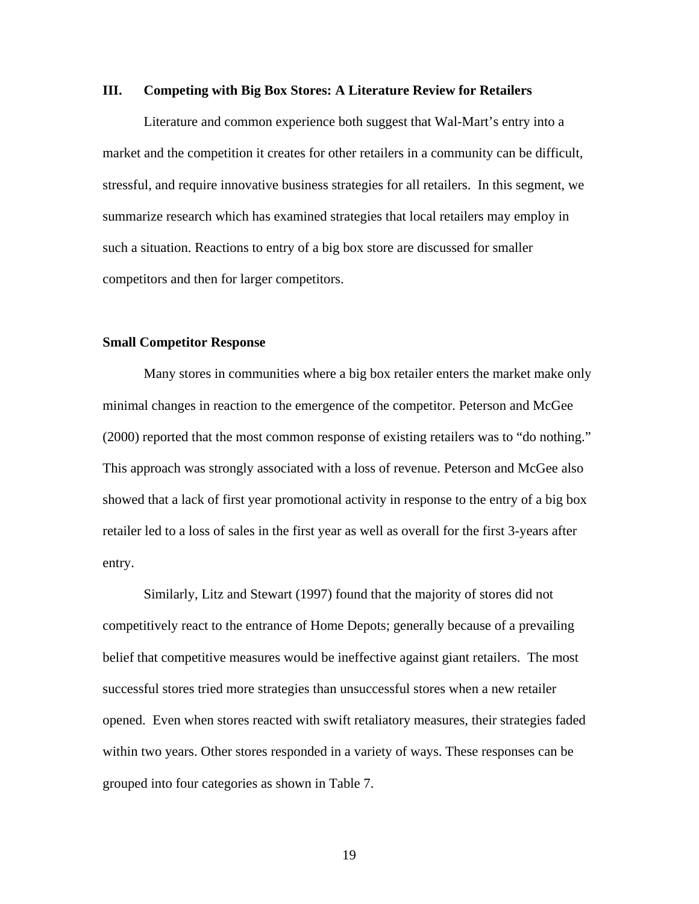## III. Competing with Big Box Stores: A Literature Review for Retailers

Literature and common experience both suggest that Wal-Mart's entry into a market and the competition it creates for other retailers in a community can be difficult, stressful, and require innovative business strategies for all retailers. In this segment, we summarize research which has examined strategies that local retailers may employ in such a situation. Reactions to entry of a big box store are discussed for smaller competitors and then for larger competitors.

### Small Competitor Response

Many stores in communities where a big box retailer enters the market make only minimal changes in reaction to the emergence of the competitor. Peterson and McGee (2000) reported that the most common response of existing retailers was to "do nothing." This approach was strongly associated with a loss of revenue. Peterson and McGee also showed that a lack of first year promotional activity in response to the entry of a big box retailer led to a loss of sales in the first year as well as overall for the first 3-years after entry.

Similarly, Litz and Stewart (1997) found that the majority of stores did not competitively react to the entrance of Home Depots; generally because of a prevailing belief that competitive measures would be ineffective against giant retailers. The most successful stores tried more strategies than unsuccessful stores when a new retailer opened. Even when stores reacted with swift retaliatory measures, their strategies faded within two years. Other stores responded in a variety of ways. These responses can be grouped into four categories as shown in Table 7.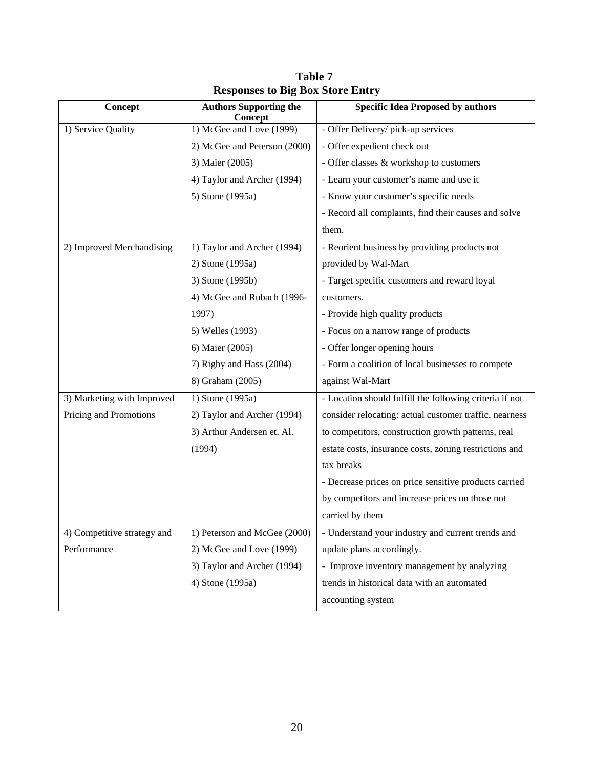**Table 7**
**Responses to Big Box Store Entry**

| Concept | Authors Supporting the Concept | Specific Idea Proposed by authors |
|---|---|---|
| 1) Service Quality | 1) McGee and Love (1999)<br>2) McGee and Peterson (2000)<br>3) Maier (2005)<br>4) Taylor and Archer (1994)<br>5) Stone (1995a) | - Offer Delivery/ pick-up services<br>- Offer expedient check out<br>- Offer classes & workshop to customers<br>- Learn your customer's name and use it<br>- Know your customer's specific needs<br>- Record all complaints, find their causes and solve them. |
| 2) Improved Merchandising | 1) Taylor and Archer (1994)<br>2) Stone (1995a)<br>3) Stone (1995b)<br>4) McGee and Rubach (1996-1997)<br>5) Welles (1993)<br>6) Maier (2005)<br>7) Rigby and Hass (2004)<br>8) Graham (2005) | - Reorient business by providing products not provided by Wal-Mart<br>- Target specific customers and reward loyal customers.<br>- Provide high quality products<br>- Focus on a narrow range of products<br>- Offer longer opening hours<br>- Form a coalition of local businesses to compete against Wal-Mart |
| 3) Marketing with Improved Pricing and Promotions | 1) Stone (1995a)<br>2) Taylor and Archer (1994)<br>3) Arthur Andersen et. Al. (1994) | - Location should fulfill the following criteria if not consider relocating: actual customer traffic, nearness to competitors, construction growth patterns, real estate costs, insurance costs, zoning restrictions and tax breaks<br>- Decrease prices on price sensitive products carried by competitors and increase prices on those not carried by them |
| 4) Competitive strategy and Performance | 1) Peterson and McGee (2000)<br>2) McGee and Love (1999)<br>3) Taylor and Archer (1994)<br>4) Stone (1995a) | - Understand your industry and current trends and update plans accordingly.<br>- Improve inventory management by analyzing trends in historical data with an automated accounting system |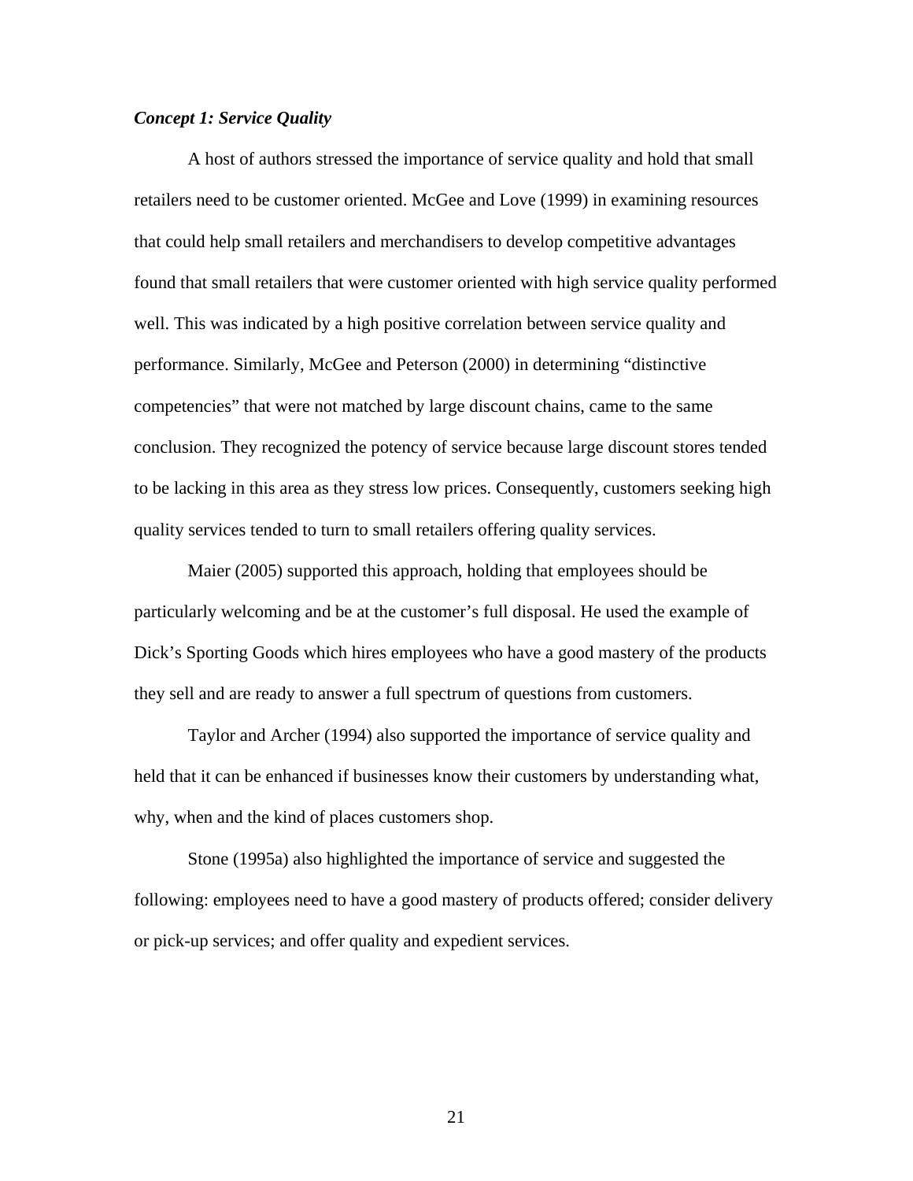***Concept 1: Service Quality***

A host of authors stressed the importance of service quality and hold that small retailers need to be customer oriented. McGee and Love (1999) in examining resources that could help small retailers and merchandisers to develop competitive advantages found that small retailers that were customer oriented with high service quality performed well. This was indicated by a high positive correlation between service quality and performance. Similarly, McGee and Peterson (2000) in determining "distinctive competencies" that were not matched by large discount chains, came to the same conclusion. They recognized the potency of service because large discount stores tended to be lacking in this area as they stress low prices. Consequently, customers seeking high quality services tended to turn to small retailers offering quality services.

Maier (2005) supported this approach, holding that employees should be particularly welcoming and be at the customer's full disposal. He used the example of Dick's Sporting Goods which hires employees who have a good mastery of the products they sell and are ready to answer a full spectrum of questions from customers.

Taylor and Archer (1994) also supported the importance of service quality and held that it can be enhanced if businesses know their customers by understanding what, why, when and the kind of places customers shop.

Stone (1995a) also highlighted the importance of service and suggested the following: employees need to have a good mastery of products offered; consider delivery or pick-up services; and offer quality and expedient services.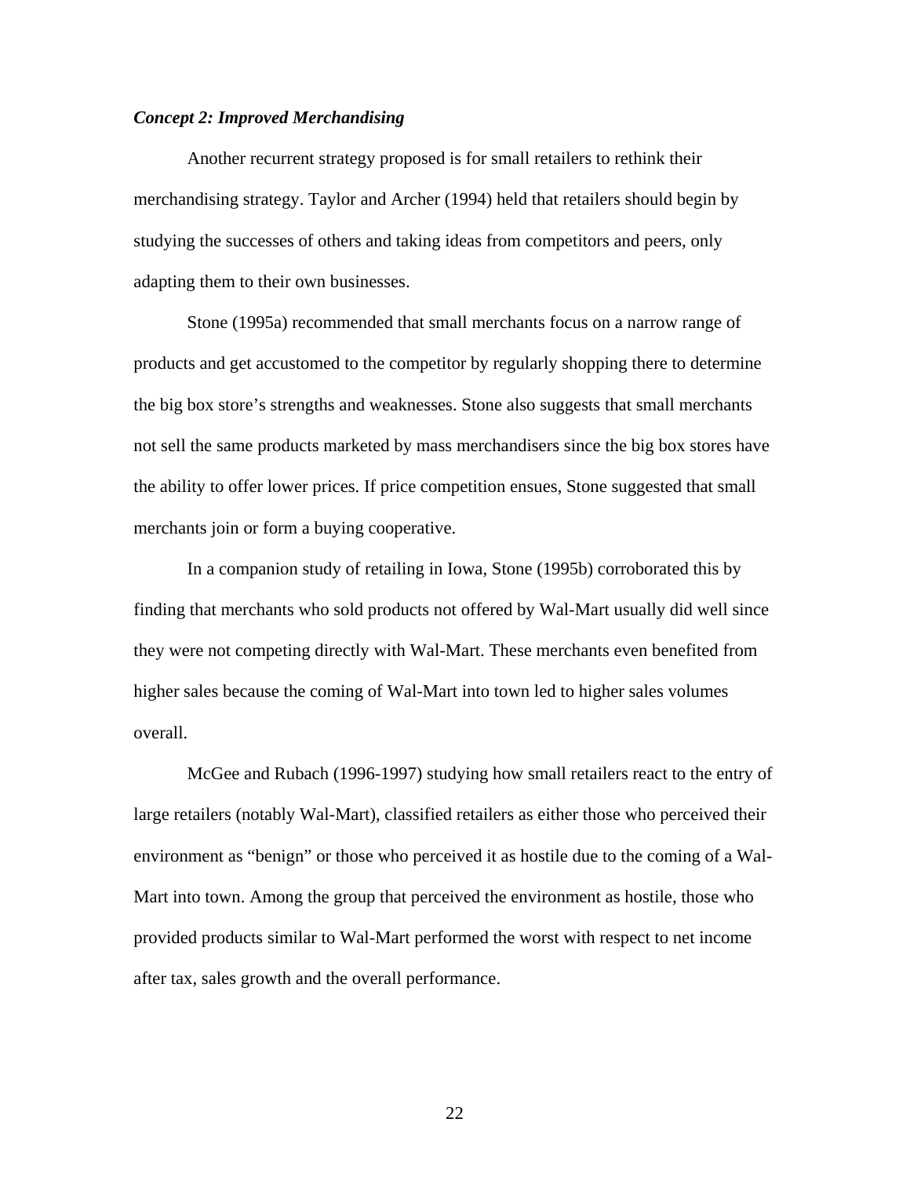***Concept 2: Improved Merchandising***

Another recurrent strategy proposed is for small retailers to rethink their merchandising strategy. Taylor and Archer (1994) held that retailers should begin by studying the successes of others and taking ideas from competitors and peers, only adapting them to their own businesses.

Stone (1995a) recommended that small merchants focus on a narrow range of products and get accustomed to the competitor by regularly shopping there to determine the big box store's strengths and weaknesses. Stone also suggests that small merchants not sell the same products marketed by mass merchandisers since the big box stores have the ability to offer lower prices. If price competition ensues, Stone suggested that small merchants join or form a buying cooperative.

In a companion study of retailing in Iowa, Stone (1995b) corroborated this by finding that merchants who sold products not offered by Wal-Mart usually did well since they were not competing directly with Wal-Mart. These merchants even benefited from higher sales because the coming of Wal-Mart into town led to higher sales volumes overall.

McGee and Rubach (1996-1997) studying how small retailers react to the entry of large retailers (notably Wal-Mart), classified retailers as either those who perceived their environment as "benign" or those who perceived it as hostile due to the coming of a Wal-Mart into town. Among the group that perceived the environment as hostile, those who provided products similar to Wal-Mart performed the worst with respect to net income after tax, sales growth and the overall performance.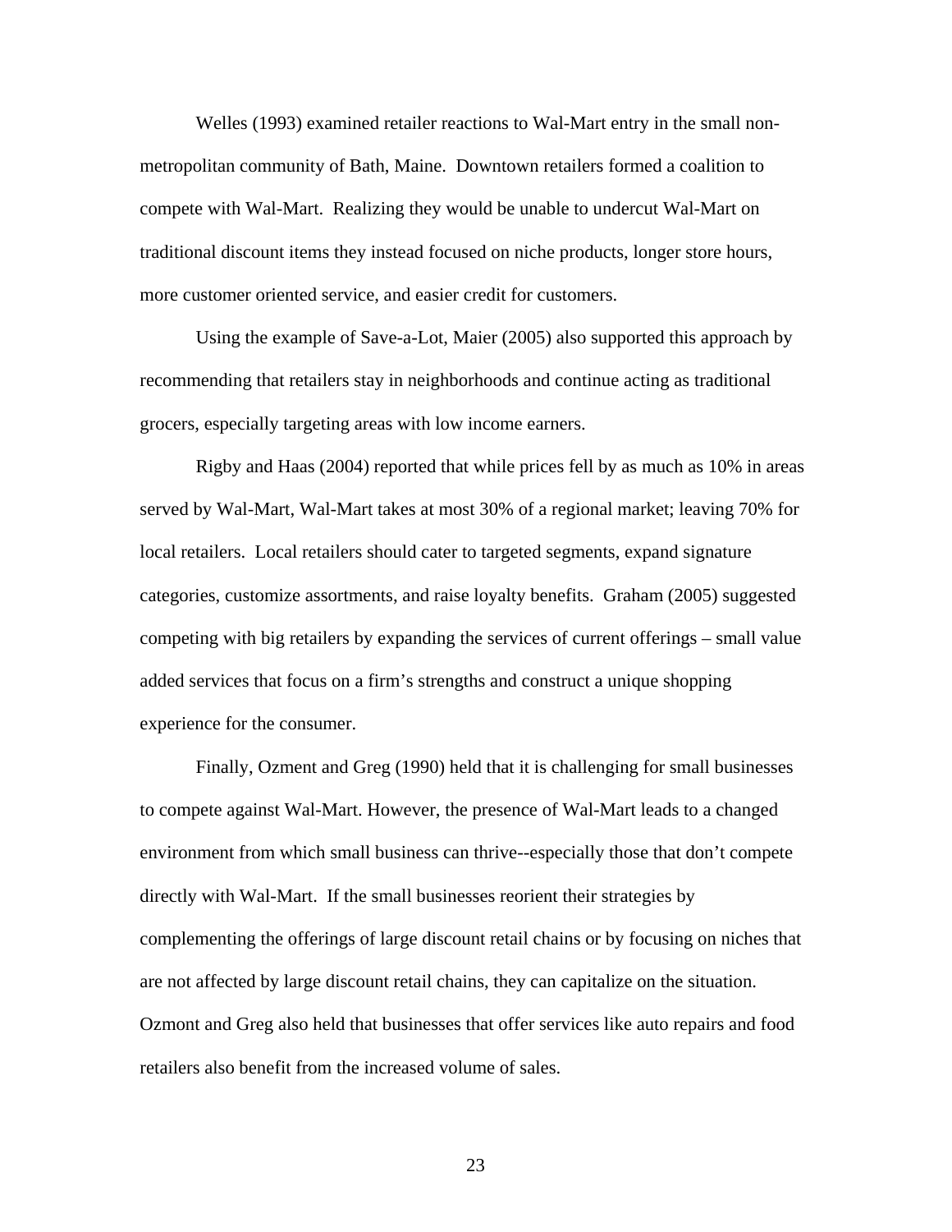Welles (1993) examined retailer reactions to Wal-Mart entry in the small non-metropolitan community of Bath, Maine. Downtown retailers formed a coalition to compete with Wal-Mart. Realizing they would be unable to undercut Wal-Mart on traditional discount items they instead focused on niche products, longer store hours, more customer oriented service, and easier credit for customers.

Using the example of Save-a-Lot, Maier (2005) also supported this approach by recommending that retailers stay in neighborhoods and continue acting as traditional grocers, especially targeting areas with low income earners.

Rigby and Haas (2004) reported that while prices fell by as much as 10% in areas served by Wal-Mart, Wal-Mart takes at most 30% of a regional market; leaving 70% for local retailers. Local retailers should cater to targeted segments, expand signature categories, customize assortments, and raise loyalty benefits. Graham (2005) suggested competing with big retailers by expanding the services of current offerings – small value added services that focus on a firm's strengths and construct a unique shopping experience for the consumer.

Finally, Ozment and Greg (1990) held that it is challenging for small businesses to compete against Wal-Mart. However, the presence of Wal-Mart leads to a changed environment from which small business can thrive--especially those that don't compete directly with Wal-Mart. If the small businesses reorient their strategies by complementing the offerings of large discount retail chains or by focusing on niches that are not affected by large discount retail chains, they can capitalize on the situation. Ozmont and Greg also held that businesses that offer services like auto repairs and food retailers also benefit from the increased volume of sales.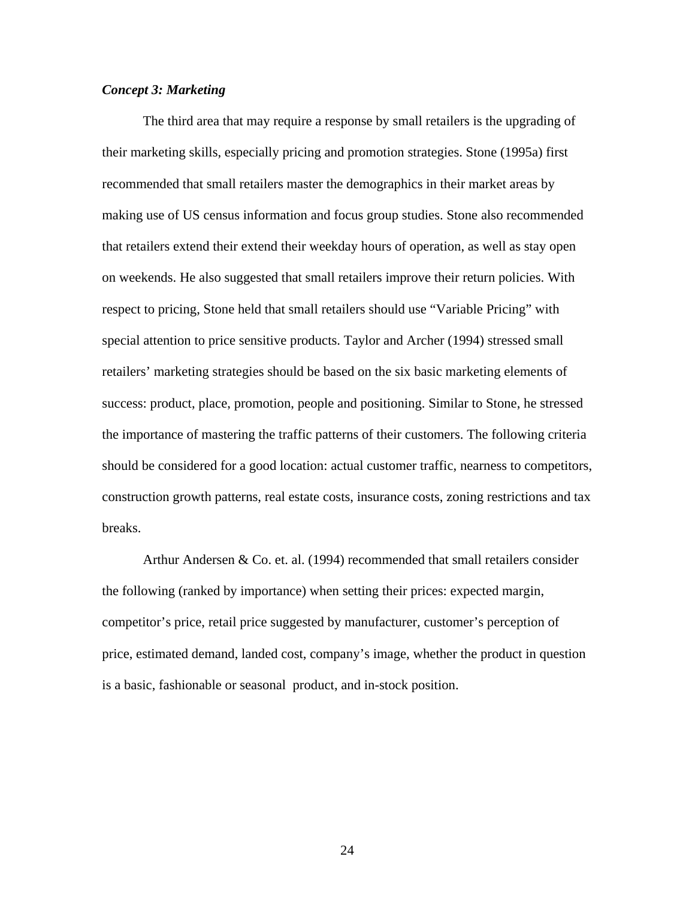***Concept 3: Marketing***

The third area that may require a response by small retailers is the upgrading of their marketing skills, especially pricing and promotion strategies. Stone (1995a) first recommended that small retailers master the demographics in their market areas by making use of US census information and focus group studies. Stone also recommended that retailers extend their extend their weekday hours of operation, as well as stay open on weekends. He also suggested that small retailers improve their return policies. With respect to pricing, Stone held that small retailers should use "Variable Pricing" with special attention to price sensitive products. Taylor and Archer (1994) stressed small retailers' marketing strategies should be based on the six basic marketing elements of success: product, place, promotion, people and positioning. Similar to Stone, he stressed the importance of mastering the traffic patterns of their customers. The following criteria should be considered for a good location: actual customer traffic, nearness to competitors, construction growth patterns, real estate costs, insurance costs, zoning restrictions and tax breaks.

Arthur Andersen & Co. et. al. (1994) recommended that small retailers consider the following (ranked by importance) when setting their prices: expected margin, competitor's price, retail price suggested by manufacturer, customer's perception of price, estimated demand, landed cost, company's image, whether the product in question is a basic, fashionable or seasonal product, and in-stock position.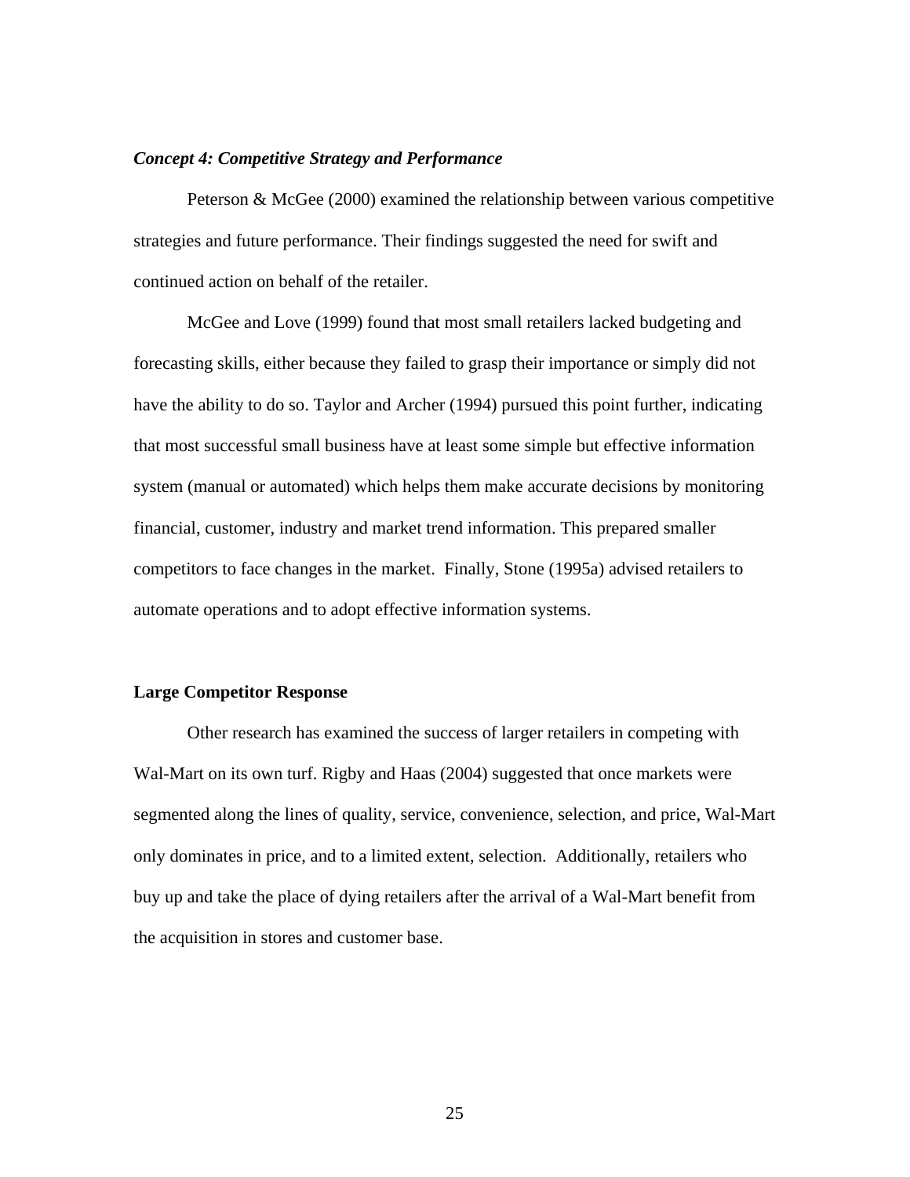### ***Concept 4: Competitive Strategy and Performance***

Peterson & McGee (2000) examined the relationship between various competitive strategies and future performance. Their findings suggested the need for swift and continued action on behalf of the retailer.

McGee and Love (1999) found that most small retailers lacked budgeting and forecasting skills, either because they failed to grasp their importance or simply did not have the ability to do so. Taylor and Archer (1994) pursued this point further, indicating that most successful small business have at least some simple but effective information system (manual or automated) which helps them make accurate decisions by monitoring financial, customer, industry and market trend information. This prepared smaller competitors to face changes in the market. Finally, Stone (1995a) advised retailers to automate operations and to adopt effective information systems.

## **Large Competitor Response**

Other research has examined the success of larger retailers in competing with Wal-Mart on its own turf. Rigby and Haas (2004) suggested that once markets were segmented along the lines of quality, service, convenience, selection, and price, Wal-Mart only dominates in price, and to a limited extent, selection. Additionally, retailers who buy up and take the place of dying retailers after the arrival of a Wal-Mart benefit from the acquisition in stores and customer base.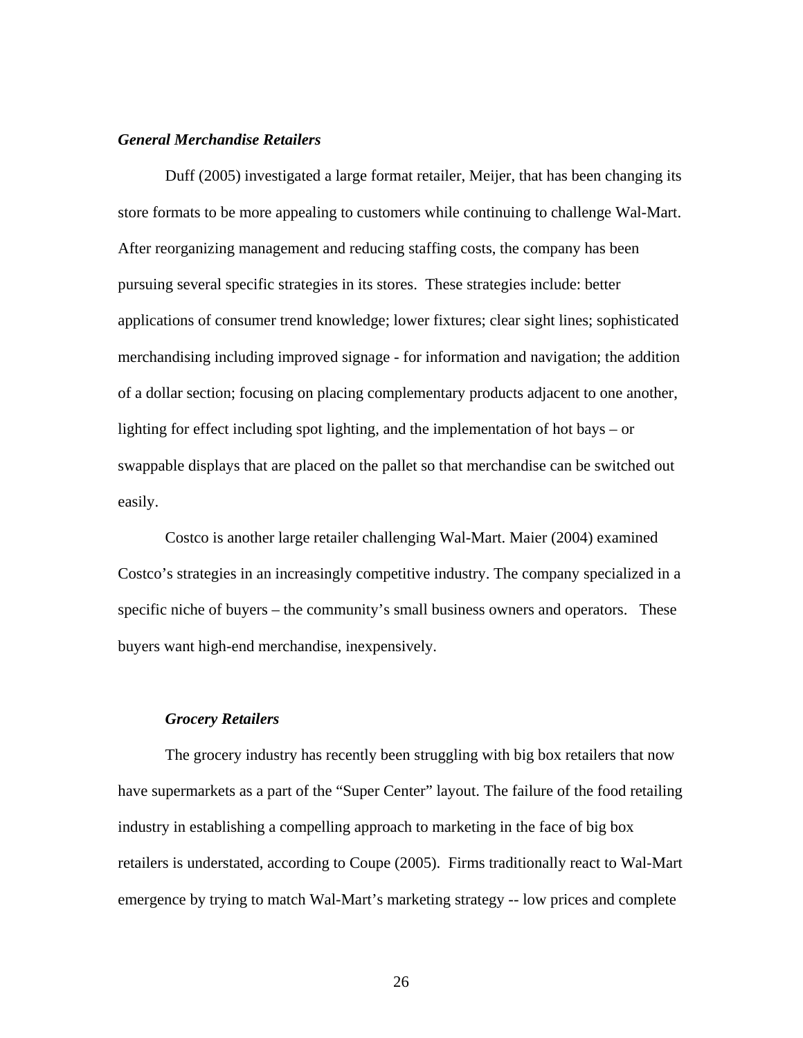### *General Merchandise Retailers*

Duff (2005) investigated a large format retailer, Meijer, that has been changing its store formats to be more appealing to customers while continuing to challenge Wal-Mart. After reorganizing management and reducing staffing costs, the company has been pursuing several specific strategies in its stores. These strategies include: better applications of consumer trend knowledge; lower fixtures; clear sight lines; sophisticated merchandising including improved signage - for information and navigation; the addition of a dollar section; focusing on placing complementary products adjacent to one another, lighting for effect including spot lighting, and the implementation of hot bays – or swappable displays that are placed on the pallet so that merchandise can be switched out easily.

Costco is another large retailer challenging Wal-Mart. Maier (2004) examined Costco's strategies in an increasingly competitive industry. The company specialized in a specific niche of buyers – the community's small business owners and operators. These buyers want high-end merchandise, inexpensively.

### *Grocery Retailers*

The grocery industry has recently been struggling with big box retailers that now have supermarkets as a part of the "Super Center" layout. The failure of the food retailing industry in establishing a compelling approach to marketing in the face of big box retailers is understated, according to Coupe (2005). Firms traditionally react to Wal-Mart emergence by trying to match Wal-Mart's marketing strategy -- low prices and complete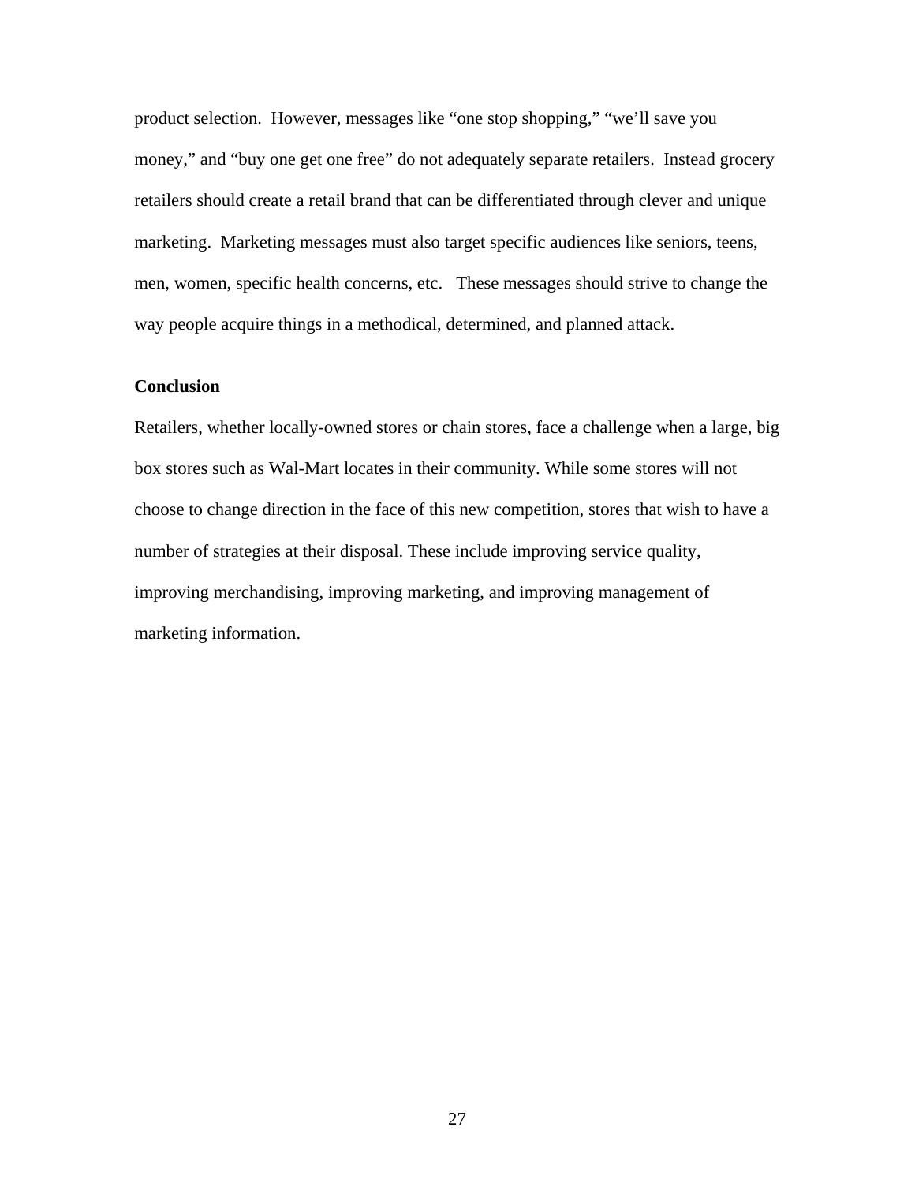product selection. However, messages like "one stop shopping," "we'll save you money," and "buy one get one free" do not adequately separate retailers. Instead grocery retailers should create a retail brand that can be differentiated through clever and unique marketing. Marketing messages must also target specific audiences like seniors, teens, men, women, specific health concerns, etc. These messages should strive to change the way people acquire things in a methodical, determined, and planned attack.

**Conclusion**

Retailers, whether locally-owned stores or chain stores, face a challenge when a large, big box stores such as Wal-Mart locates in their community. While some stores will not choose to change direction in the face of this new competition, stores that wish to have a number of strategies at their disposal. These include improving service quality, improving merchandising, improving marketing, and improving management of marketing information.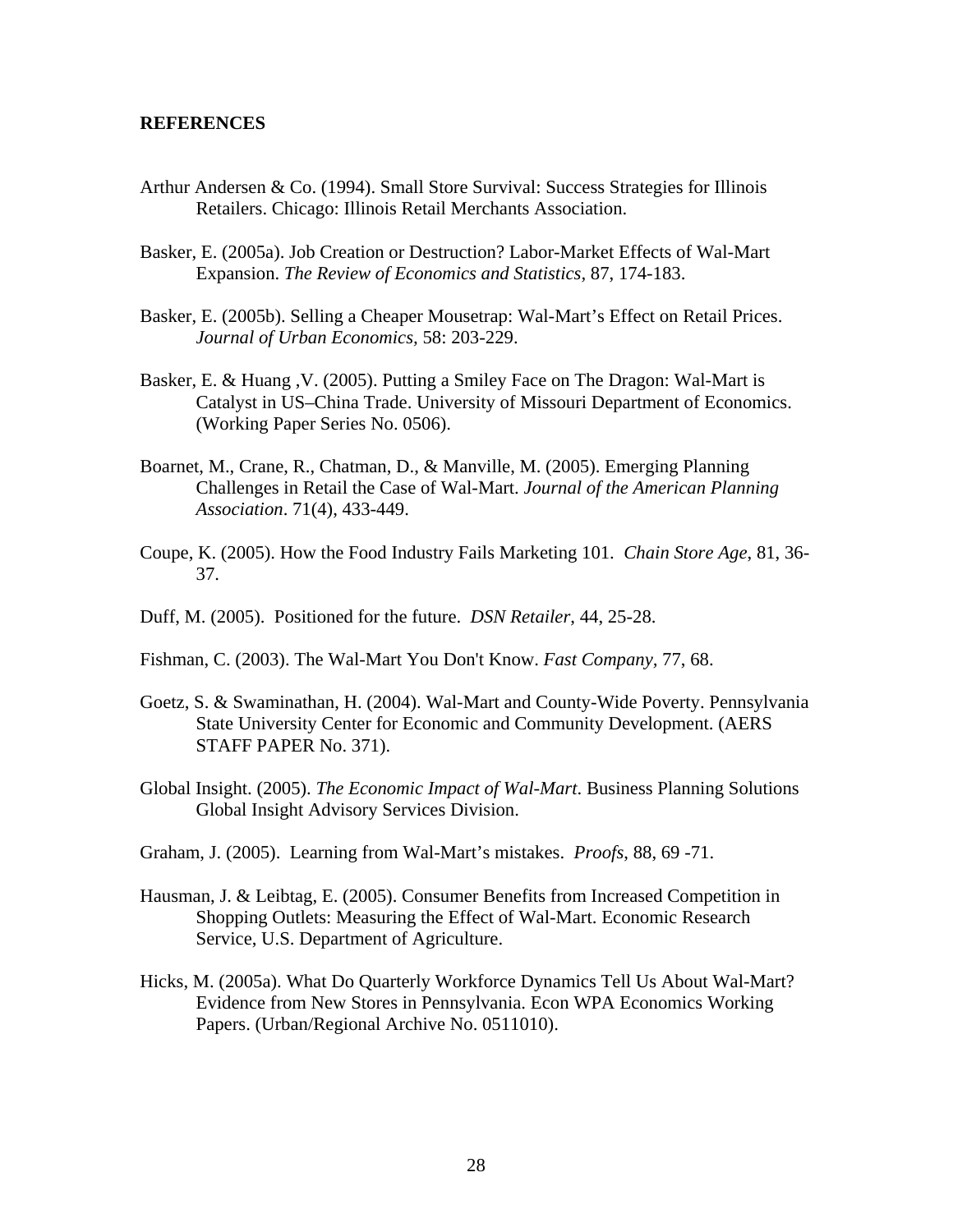**REFERENCES**

Arthur Andersen & Co. (1994). Small Store Survival: Success Strategies for Illinois Retailers. Chicago: Illinois Retail Merchants Association.

Basker, E. (2005a). Job Creation or Destruction? Labor-Market Effects of Wal-Mart Expansion. *The Review of Economics and Statistics,* 87, 174-183.

Basker, E. (2005b). Selling a Cheaper Mousetrap: Wal-Mart's Effect on Retail Prices. *Journal of Urban Economics,* 58: 203-229.

Basker, E. & Huang ,V. (2005). Putting a Smiley Face on The Dragon: Wal-Mart is Catalyst in US–China Trade. University of Missouri Department of Economics. (Working Paper Series No. 0506).

Boarnet, M., Crane, R., Chatman, D., & Manville, M. (2005). Emerging Planning Challenges in Retail the Case of Wal-Mart. *Journal of the American Planning Association*. 71(4), 433-449.

Coupe, K. (2005). How the Food Industry Fails Marketing 101. *Chain Store Age*, 81, 36-37.

Duff, M. (2005). Positioned for the future. *DSN Retailer*, 44, 25-28.

Fishman, C. (2003). The Wal-Mart You Don't Know. *Fast Company,* 77, 68.

Goetz, S. & Swaminathan, H. (2004). Wal-Mart and County-Wide Poverty. Pennsylvania State University Center for Economic and Community Development. (AERS STAFF PAPER No. 371).

Global Insight. (2005). *The Economic Impact of Wal-Mart*. Business Planning Solutions Global Insight Advisory Services Division.

Graham, J. (2005). Learning from Wal-Mart's mistakes. *Proofs*, 88, 69 -71.

Hausman, J. & Leibtag, E. (2005). Consumer Benefits from Increased Competition in Shopping Outlets: Measuring the Effect of Wal-Mart. Economic Research Service, U.S. Department of Agriculture.

Hicks, M. (2005a). What Do Quarterly Workforce Dynamics Tell Us About Wal-Mart? Evidence from New Stores in Pennsylvania. Econ WPA Economics Working Papers. (Urban/Regional Archive No. 0511010).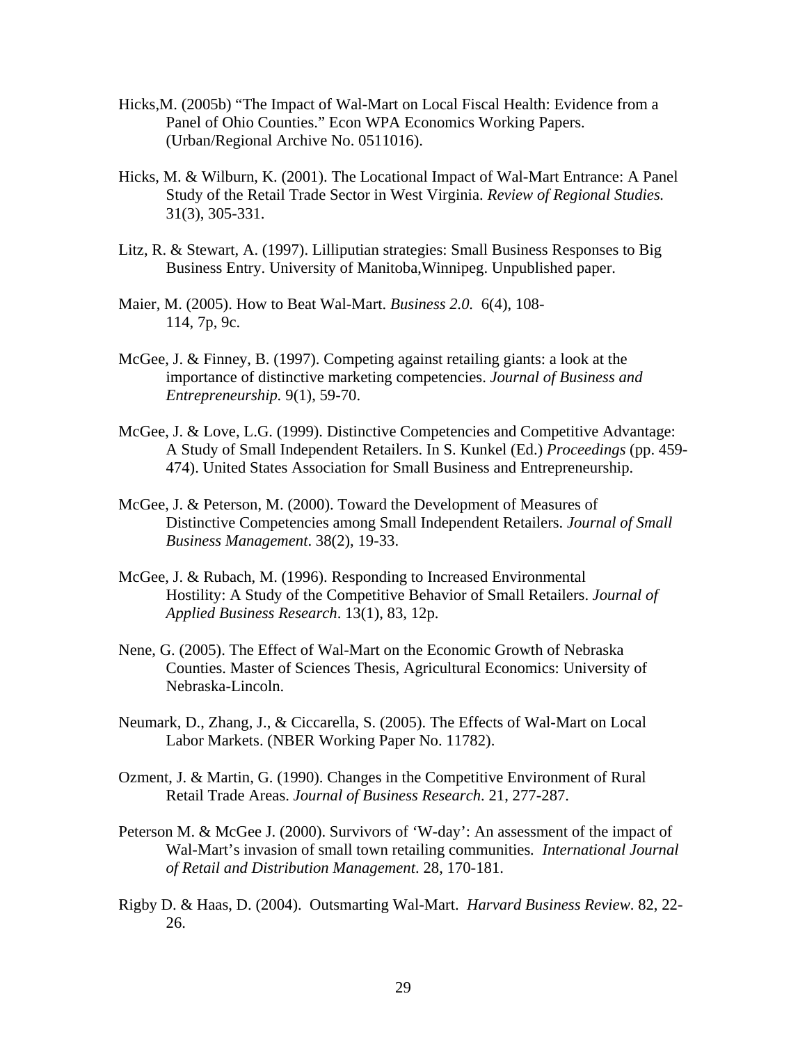Hicks,M. (2005b) "The Impact of Wal-Mart on Local Fiscal Health: Evidence from a Panel of Ohio Counties." Econ WPA Economics Working Papers. (Urban/Regional Archive No. 0511016).

Hicks, M. & Wilburn, K. (2001). The Locational Impact of Wal-Mart Entrance: A Panel Study of the Retail Trade Sector in West Virginia. *Review of Regional Studies.* 31(3), 305-331.

Litz, R. & Stewart, A. (1997). Lilliputian strategies: Small Business Responses to Big Business Entry. University of Manitoba,Winnipeg. Unpublished paper.

Maier, M. (2005). How to Beat Wal-Mart. *Business 2.0.* 6(4), 108-114, 7p, 9c.

McGee, J. & Finney, B. (1997). Competing against retailing giants: a look at the importance of distinctive marketing competencies. *Journal of Business and Entrepreneurship*. 9(1), 59-70.

McGee, J. & Love, L.G. (1999). Distinctive Competencies and Competitive Advantage: A Study of Small Independent Retailers. In S. Kunkel (Ed.) *Proceedings* (pp. 459-474). United States Association for Small Business and Entrepreneurship.

McGee, J. & Peterson, M. (2000). Toward the Development of Measures of Distinctive Competencies among Small Independent Retailers. *Journal of Small Business Management*. 38(2), 19-33.

McGee, J. & Rubach, M. (1996). Responding to Increased Environmental Hostility: A Study of the Competitive Behavior of Small Retailers. *Journal of Applied Business Research*. 13(1), 83, 12p.

Nene, G. (2005). The Effect of Wal-Mart on the Economic Growth of Nebraska Counties. Master of Sciences Thesis, Agricultural Economics: University of Nebraska-Lincoln.

Neumark, D., Zhang, J., & Ciccarella, S. (2005). The Effects of Wal-Mart on Local Labor Markets. (NBER Working Paper No. 11782).

Ozment, J. & Martin, G. (1990). Changes in the Competitive Environment of Rural Retail Trade Areas. *Journal of Business Research*. 21, 277-287.

Peterson M. & McGee J. (2000). Survivors of 'W-day': An assessment of the impact of Wal-Mart's invasion of small town retailing communities. *International Journal of Retail and Distribution Management*. 28, 170-181.

Rigby D. & Haas, D. (2004). Outsmarting Wal-Mart. *Harvard Business Review*. 82, 22-26.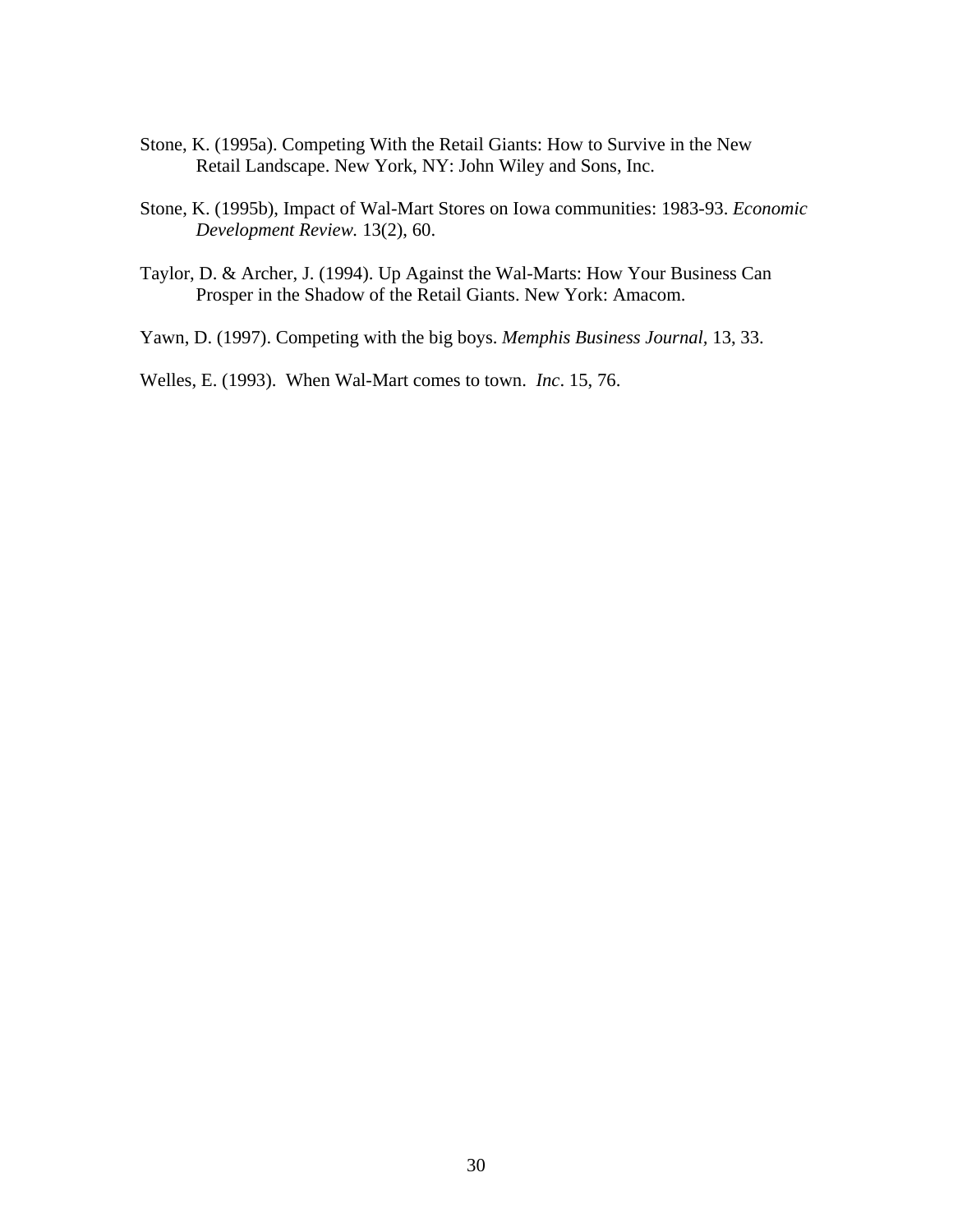Stone, K. (1995a). Competing With the Retail Giants: How to Survive in the New Retail Landscape. New York, NY: John Wiley and Sons, Inc.

Stone, K. (1995b), Impact of Wal-Mart Stores on Iowa communities: 1983-93. *Economic Development Review.* 13(2), 60.

Taylor, D. & Archer, J. (1994). Up Against the Wal-Marts: How Your Business Can Prosper in the Shadow of the Retail Giants. New York: Amacom.

Yawn, D. (1997). Competing with the big boys. *Memphis Business Journal*, 13, 33.

Welles, E. (1993). When Wal-Mart comes to town. *Inc*. 15, 76.